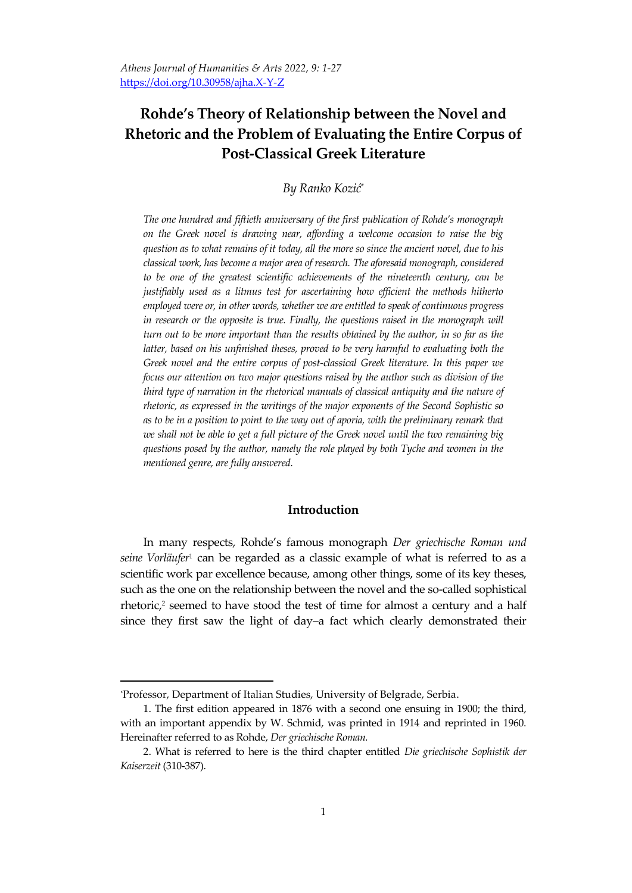# Rohde's Theory of Relationship between the Novel and Rhetoric and the Problem of Evaluating the Entire Corpus of Post-Classical Greek Literature

*By Ranko Kozić[*]*

*The one hundred and fiftieth anniversary of the first publication of Rohde's monograph on the Greek novel is drawing near, affording a welcome occasion to raise the big question as to what remains of it today, all the more so since the ancient novel, due to his classical work, has become a major area of research. The aforesaid monograph, considered to be one of the greatest scientific achievements of the nineteenth century, can be justifiably used as a litmus test for ascertaining how efficient the methods hitherto employed were or, in other words, whether we are entitled to speak of continuous progress in research or the opposite is true. Finally, the questions raised in the monograph will turn out to be more important than the results obtained by the author, in so far as the latter, based on his unfinished theses, proved to be very harmful to evaluating both the Greek novel and the entire corpus of post-classical Greek literature. In this paper we focus our attention on two major questions raised by the author such as division of the third type of narration in the rhetorical manuals of classical antiquity and the nature of rhetoric, as expressed in the writings of the major exponents of the Second Sophistic so as to be in a position to point to the way out of aporia, with the preliminary remark that we shall not be able to get a full picture of the Greek novel until the two remaining big questions posed by the author, namely the role played by both Tyche and women in the mentioned genre, are fully answered.*

## Introduction

In many respects, Rohde's famous monograph *Der griechische Roman und seine Vorläufer*[1] can be regarded as a classic example of what is referred to as a scientific work par excellence because, among other things, some of its key theses, such as the one on the relationship between the novel and the so-called sophistical rhetoric,[2] seemed to have stood the test of time for almost a century and a half since they first saw the light of day–a fact which clearly demonstrated their

---

[*]Professor, Department of Italian Studies, University of Belgrade, Serbia.

1. The first edition appeared in 1876 with a second one ensuing in 1900; the third, with an important appendix by W. Schmid, was printed in 1914 and reprinted in 1960. Hereinafter referred to as Rohde, *Der griechische Roman.*

2. What is referred to here is the third chapter entitled *Die griechische Sophistik der Kaiserzeit* (310-387).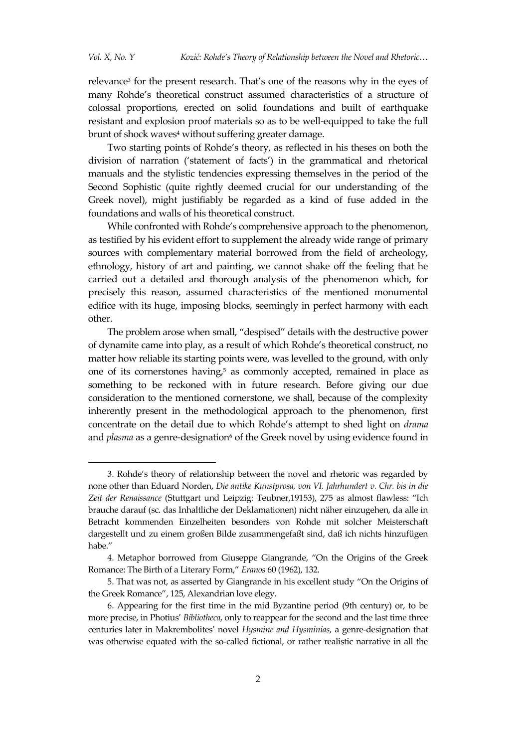relevance[3] for the present research. That's one of the reasons why in the eyes of many Rohde's theoretical construct assumed characteristics of a structure of colossal proportions, erected on solid foundations and built of earthquake resistant and explosion proof materials so as to be well-equipped to take the full brunt of shock waves[4] without suffering greater damage.

Two starting points of Rohde's theory, as reflected in his theses on both the division of narration ('statement of facts') in the grammatical and rhetorical manuals and the stylistic tendencies expressing themselves in the period of the Second Sophistic (quite rightly deemed crucial for our understanding of the Greek novel), might justifiably be regarded as a kind of fuse added in the foundations and walls of his theoretical construct.

While confronted with Rohde's comprehensive approach to the phenomenon, as testified by his evident effort to supplement the already wide range of primary sources with complementary material borrowed from the field of archeology, ethnology, history of art and painting, we cannot shake off the feeling that he carried out a detailed and thorough analysis of the phenomenon which, for precisely this reason, assumed characteristics of the mentioned monumental edifice with its huge, imposing blocks, seemingly in perfect harmony with each other.

The problem arose when small, "despised" details with the destructive power of dynamite came into play, as a result of which Rohde's theoretical construct, no matter how reliable its starting points were, was levelled to the ground, with only one of its cornerstones having,[5] as commonly accepted, remained in place as something to be reckoned with in future research. Before giving our due consideration to the mentioned cornerstone, we shall, because of the complexity inherently present in the methodological approach to the phenomenon, first concentrate on the detail due to which Rohde's attempt to shed light on *drama* and *plasma* as a genre-designation[6] of the Greek novel by using evidence found in

---

3. Rohde's theory of relationship between the novel and rhetoric was regarded by none other than Eduard Norden, *Die antike Kunstprosa, von VI. Jahrhundert v. Chr. bis in die Zeit der Renaissance* (Stuttgart und Leipzig: Teubner,19153), 275 as almost flawless: "Ich brauche darauf (sc. das Inhaltliche der Deklamationen) nicht näher einzugehen, da alle in Betracht kommenden Einzelheiten besonders von Rohde mit solcher Meisterschaft dargestellt und zu einem großen Bilde zusammengefaßt sind, daß ich nichts hinzufügen habe."

4. Metaphor borrowed from Giuseppe Giangrande, "On the Origins of the Greek Romance: The Birth of a Literary Form," *Eranos* 60 (1962), 132.

5. That was not, as asserted by Giangrande in his excellent study "On the Origins of the Greek Romance", 125, Alexandrian love elegy.

6. Appearing for the first time in the mid Byzantine period (9th century) or, to be more precise, in Photius' *Bibliotheca*, only to reappear for the second and the last time three centuries later in Makrembolites' novel *Hysmine and Hysminias*, a genre-designation that was otherwise equated with the so-called fictional, or rather realistic narrative in all the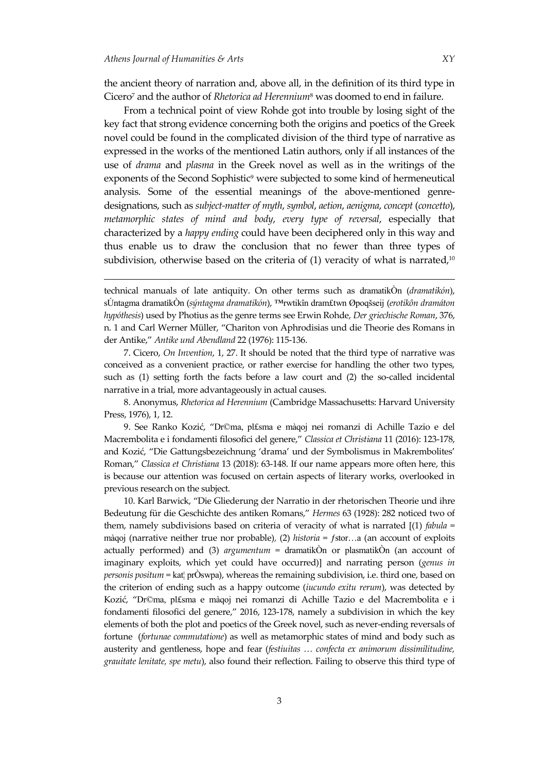the ancient theory of narration and, above all, in the definition of its third type in Cicero[7] and the author of *Rhetorica ad Herennium*[8] was doomed to end in failure.

From a technical point of view Rohde got into trouble by losing sight of the key fact that strong evidence concerning both the origins and poetics of the Greek novel could be found in the complicated division of the third type of narrative as expressed in the works of the mentioned Latin authors, only if all instances of the use of *drama* and *plasma* in the Greek novel as well as in the writings of the exponents of the Second Sophistic[9] were subjected to some kind of hermeneutical analysis. Some of the essential meanings of the above-mentioned genre-designations, such as *subject-matter of myth*, *symbol*, *aetion*, *aenigma*, *concept* (*concetto*), *metamorphic states of mind and body*, *every type of reversal*, especially that characterized by a *happy ending* could have been deciphered only in this way and thus enable us to draw the conclusion that no fewer than three types of subdivision, otherwise based on the criteria of (1) veracity of what is narrated,[10]

---

technical manuals of late antiquity. On other terms such as dramatikÒn (*dramatikón*), sÚntagma dramatikÒn (*sýntagma dramatikón*), ™rwtikîn dram£twn Øpoqšseij (*erotikôn dramáton hypóthesis*) used by Photius as the genre terms see Erwin Rohde, *Der griechische Roman*, 376, n. 1 and Carl Werner Müller, "Chariton von Aphrodisias und die Theorie des Romans in der Antike," *Antike und Abendland* 22 (1976): 115-136.

7. Cicero, *On Invention*, 1, 27. It should be noted that the third type of narrative was conceived as a convenient practice, or rather exercise for handling the other two types, such as (1) setting forth the facts before a law court and (2) the so-called incidental narrative in a trial, more advantageously in actual causes.

8. Anonymus, *Rhetorica ad Herennium* (Cambridge Massachusetts: Harvard University Press, 1976), 1, 12.

9. See Ranko Kozić, "Dr©ma, pl£sma e màqoj nei romanzi di Achille Tazio e del Macrembolita e i fondamenti filosofici del genere," *Classica et Christiana* 11 (2016): 123-178, and Kozić, "Die Gattungsbezeichnung 'drama' und der Symbolismus in Makrembolites' Roman," *Classica et Christiana* 13 (2018): 63-148. If our name appears more often here, this is because our attention was focused on certain aspects of literary works, overlooked in previous research on the subject.

10. Karl Barwick, "Die Gliederung der Narratio in der rhetorischen Theorie und ihre Bedeutung für die Geschichte des antiken Romans," *Hermes* 63 (1928): 282 noticed two of them, namely subdivisions based on criteria of veracity of what is narrated [(1) *fabula* = màqoj (narrative neither true nor probable), (2) *historia* = ƒstor…a (an account of exploits actually performed) and (3) *argumentum* = dramatikÒn or plasmatikÒn (an account of imaginary exploits, which yet could have occurred)] and narrating person (*genus in personis positum* = kat¦ prÒswpa), whereas the remaining subdivision, i.e. third one, based on the criterion of ending such as a happy outcome (*iucundo exitu rerum*), was detected by Kozić, "Dr©ma, pl£sma e màqoj nei romanzi di Achille Tazio e del Macrembolita e i fondamenti filosofici del genere," 2016, 123-178, namely a subdivision in which the key elements of both the plot and poetics of the Greek novel, such as never-ending reversals of fortune (*fortunae commutatione*) as well as metamorphic states of mind and body such as austerity and gentleness, hope and fear (*festiuitas … confecta ex animorum dissimilitudine, grauitate lenitate, spe metu*), also found their reflection. Failing to observe this third type of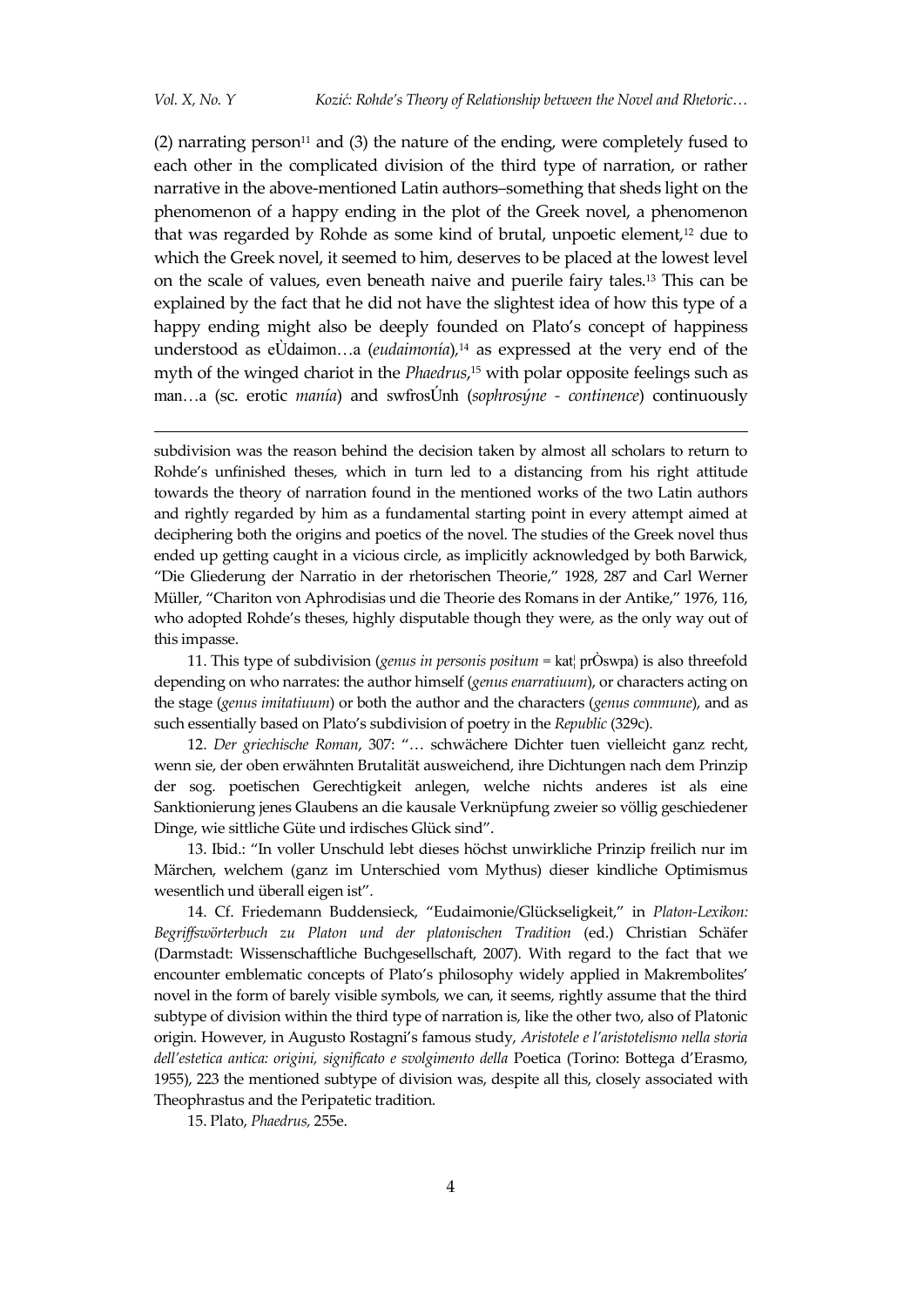(2) narrating person[11] and (3) the nature of the ending, were completely fused to each other in the complicated division of the third type of narration, or rather narrative in the above-mentioned Latin authors–something that sheds light on the phenomenon of a happy ending in the plot of the Greek novel, a phenomenon that was regarded by Rohde as some kind of brutal, unpoetic element,[12] due to which the Greek novel, it seemed to him, deserves to be placed at the lowest level on the scale of values, even beneath naive and puerile fairy tales.[13] This can be explained by the fact that he did not have the slightest idea of how this type of a happy ending might also be deeply founded on Plato's concept of happiness understood as eÙdaimon…a (*eudaimonía*),[14] as expressed at the very end of the myth of the winged chariot in the *Phaedrus*,[15] with polar opposite feelings such as man…a (sc. erotic *manía*) and swfrosÚnh (*sophrosýne - continence*) continuously

---

subdivision was the reason behind the decision taken by almost all scholars to return to Rohde's unfinished theses, which in turn led to a distancing from his right attitude towards the theory of narration found in the mentioned works of the two Latin authors and rightly regarded by him as a fundamental starting point in every attempt aimed at deciphering both the origins and poetics of the novel. The studies of the Greek novel thus ended up getting caught in a vicious circle, as implicitly acknowledged by both Barwick, "Die Gliederung der Narratio in der rhetorischen Theorie," 1928, 287 and Carl Werner Müller, "Chariton von Aphrodisias und die Theorie des Romans in der Antike," 1976, 116, who adopted Rohde's theses, highly disputable though they were, as the only way out of this impasse.

11. This type of subdivision (*genus in personis positum* = kat¦ prÒswpa) is also threefold depending on who narrates: the author himself (*genus enarratiuum*), or characters acting on the stage (*genus imitatiuum*) or both the author and the characters (*genus commune*), and as such essentially based on Plato's subdivision of poetry in the *Republic* (329c).

12. *Der griechische Roman*, 307: "… schwächere Dichter tuen vielleicht ganz recht, wenn sie, der oben erwähnten Brutalität ausweichend, ihre Dichtungen nach dem Prinzip der sog. poetischen Gerechtigkeit anlegen, welche nichts anderes ist als eine Sanktionierung jenes Glaubens an die kausale Verknüpfung zweier so völlig geschiedener Dinge, wie sittliche Güte und irdisches Glück sind".

13. Ibid.: "In voller Unschuld lebt dieses höchst unwirkliche Prinzip freilich nur im Märchen, welchem (ganz im Unterschied vom Mythus) dieser kindliche Optimismus wesentlich und überall eigen ist".

14. Cf. Friedemann Buddensieck, "Eudaimonie/Glückseligkeit," in *Platon-Lexikon: Begriffswörterbuch zu Platon und der platonischen Tradition* (ed.) Christian Schäfer (Darmstadt: Wissenschaftliche Buchgesellschaft, 2007). With regard to the fact that we encounter emblematic concepts of Plato's philosophy widely applied in Makrembolites' novel in the form of barely visible symbols, we can, it seems, rightly assume that the third subtype of division within the third type of narration is, like the other two, also of Platonic origin. However, in Augusto Rostagni's famous study, *Aristotele e l'aristotelismo nella storia dell'estetica antica: origini, significato e svolgimento della* Poetica (Torino: Bottega d'Erasmo, 1955), 223 the mentioned subtype of division was, despite all this, closely associated with Theophrastus and the Peripatetic tradition.

15. Plato, *Phaedrus,* 255e.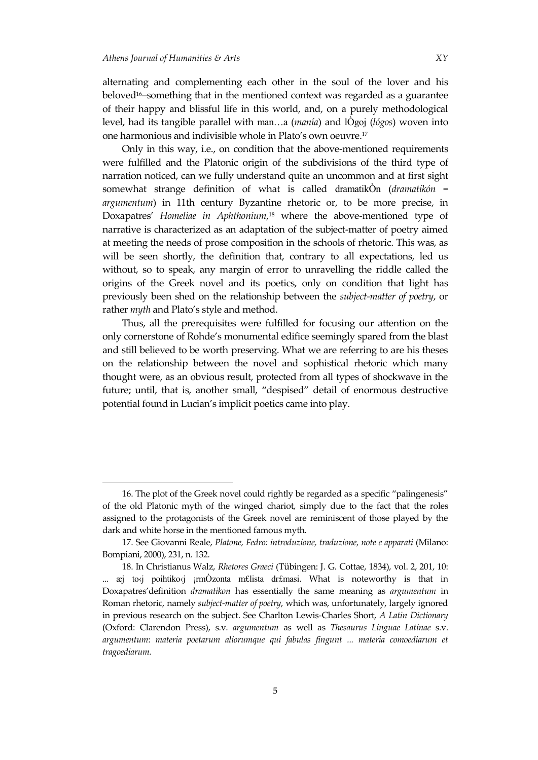alternating and complementing each other in the soul of the lover and his beloved[16]–something that in the mentioned context was regarded as a guarantee of their happy and blissful life in this world, and, on a purely methodological level, had its tangible parallel with man…a (*manía*) and lÒgoj (*lógos*) woven into one harmonious and indivisible whole in Plato's own oeuvre.[17]

Only in this way, i.e., on condition that the above-mentioned requirements were fulfilled and the Platonic origin of the subdivisions of the third type of narration noticed, can we fully understand quite an uncommon and at first sight somewhat strange definition of what is called dramatikÒn (*dramatikón* = *argumentum*) in 11th century Byzantine rhetoric or, to be more precise, in Doxapatres' *Homeliae in Aphthonium*,[18] where the above-mentioned type of narrative is characterized as an adaptation of the subject-matter of poetry aimed at meeting the needs of prose composition in the schools of rhetoric. This was, as will be seen shortly, the definition that, contrary to all expectations, led us without, so to speak, any margin of error to unravelling the riddle called the origins of the Greek novel and its poetics, only on condition that light has previously been shed on the relationship between the *subject-matter of poetry*, or rather *myth* and Plato's style and method.

Thus, all the prerequisites were fulfilled for focusing our attention on the only cornerstone of Rohde's monumental edifice seemingly spared from the blast and still believed to be worth preserving. What we are referring to are his theses on the relationship between the novel and sophistical rhetoric which many thought were, as an obvious result, protected from all types of shockwave in the future; until, that is, another small, "despised" detail of enormous destructive potential found in Lucian's implicit poetics came into play.

---

16. The plot of the Greek novel could rightly be regarded as a specific "palingenesis" of the old Platonic myth of the winged chariot, simply due to the fact that the roles assigned to the protagonists of the Greek novel are reminiscent of those played by the dark and white horse in the mentioned famous myth.

17. See Giovanni Reale, *Platone, Fedro: introduzione, traduzione, note e apparati* (Milano: Bompiani, 2000), 231, n. 132.

18. In Christianus Walz, *Rhetores Graeci* (Tübingen: J. G. Cottae, 1834), vol. 2, 201, 10: ... æj to‹j poihtiko‹j ¡rmÒzonta m£lista dr£masi. What is noteworthy is that in Doxapatres'definition *dramatikon* has essentially the same meaning as *argumentum* in Roman rhetoric, namely *subject-matter of poetry*, which was, unfortunately, largely ignored in previous research on the subject. See Charlton Lewis-Charles Short, *A Latin Dictionary* (Oxford: Clarendon Press), s.v. *argumentum* as well as *Thesaurus Linguae Latinae* s.v. *argumentum*: *materia poetarum aliorumque qui fabulas fingunt ... materia comoediarum et tragoediarum.*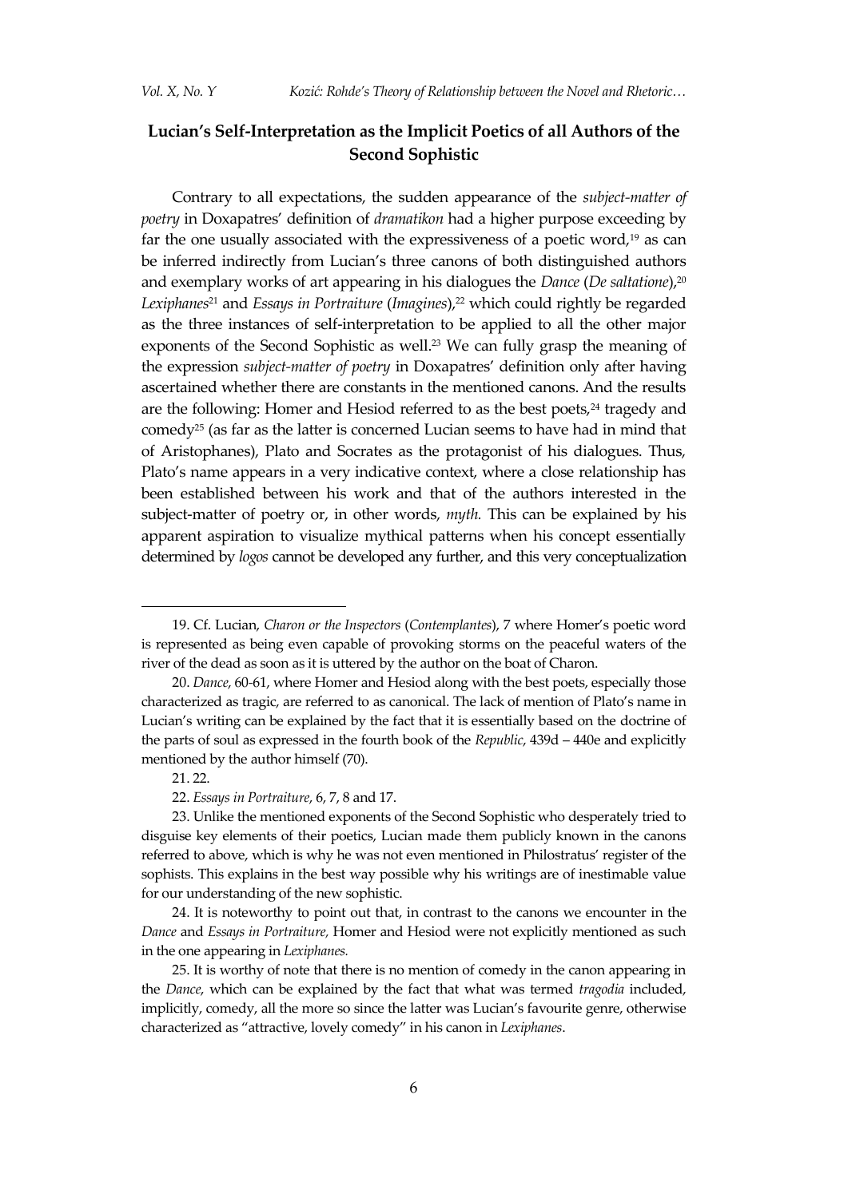## Lucian's Self-Interpretation as the Implicit Poetics of all Authors of the Second Sophistic

Contrary to all expectations, the sudden appearance of the *subject-matter of poetry* in Doxapatres' definition of *dramatikon* had a higher purpose exceeding by far the one usually associated with the expressiveness of a poetic word,[19] as can be inferred indirectly from Lucian's three canons of both distinguished authors and exemplary works of art appearing in his dialogues the *Dance* (*De saltatione*),[20] *Lexiphanes*[21] and *Essays in Portraiture* (*Imagines*),[22] which could rightly be regarded as the three instances of self-interpretation to be applied to all the other major exponents of the Second Sophistic as well.[23] We can fully grasp the meaning of the expression *subject-matter of poetry* in Doxapatres' definition only after having ascertained whether there are constants in the mentioned canons. And the results are the following: Homer and Hesiod referred to as the best poets,[24] tragedy and comedy[25] (as far as the latter is concerned Lucian seems to have had in mind that of Aristophanes), Plato and Socrates as the protagonist of his dialogues. Thus, Plato's name appears in a very indicative context, where a close relationship has been established between his work and that of the authors interested in the subject-matter of poetry or, in other words, *myth.* This can be explained by his apparent aspiration to visualize mythical patterns when his concept essentially determined by *logos* cannot be developed any further, and this very conceptualization

---

19. Cf. Lucian, *Charon or the Inspectors* (*Contemplantes*), 7 where Homer's poetic word is represented as being even capable of provoking storms on the peaceful waters of the river of the dead as soon as it is uttered by the author on the boat of Charon.

20. *Dance*, 60-61, where Homer and Hesiod along with the best poets, especially those characterized as tragic, are referred to as canonical. The lack of mention of Plato's name in Lucian's writing can be explained by the fact that it is essentially based on the doctrine of the parts of soul as expressed in the fourth book of the *Republic*, 439d – 440e and explicitly mentioned by the author himself (70).

21. 22.

22. *Essays in Portraiture*, 6, 7, 8 and 17.

23. Unlike the mentioned exponents of the Second Sophistic who desperately tried to disguise key elements of their poetics, Lucian made them publicly known in the canons referred to above, which is why he was not even mentioned in Philostratus' register of the sophists. This explains in the best way possible why his writings are of inestimable value for our understanding of the new sophistic.

24. It is noteworthy to point out that, in contrast to the canons we encounter in the *Dance* and *Essays in Portraiture,* Homer and Hesiod were not explicitly mentioned as such in the one appearing in *Lexiphanes.*

25. It is worthy of note that there is no mention of comedy in the canon appearing in the *Dance*, which can be explained by the fact that what was termed *tragodia* included, implicitly, comedy, all the more so since the latter was Lucian's favourite genre, otherwise characterized as "attractive, lovely comedy" in his canon in *Lexiphanes*.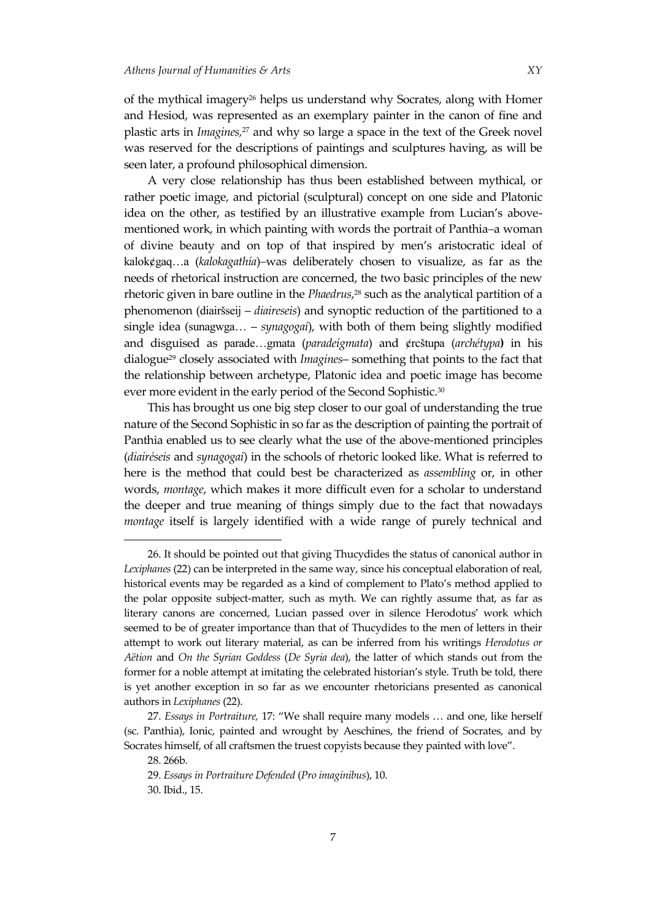of the mythical imagery[26] helps us understand why Socrates, along with Homer and Hesiod, was represented as an exemplary painter in the canon of fine and plastic arts in *Imagines*,[27] and why so large a space in the text of the Greek novel was reserved for the descriptions of paintings and sculptures having, as will be seen later, a profound philosophical dimension.

A very close relationship has thus been established between mythical, or rather poetic image, and pictorial (sculptural) concept on one side and Platonic idea on the other, as testified by an illustrative example from Lucian's above-mentioned work, in which painting with words the portrait of Panthia–a woman of divine beauty and on top of that inspired by men's aristocratic ideal of kalok¢gaq…a (*kalokagathía*)–was deliberately chosen to visualize, as far as the needs of rhetorical instruction are concerned, the two basic principles of the new rhetoric given in bare outline in the *Phaedrus*,[28] such as the analytical partition of a phenomenon (diairšseij – *diaireseis*) and synoptic reduction of the partitioned to a single idea (sunagwga… – *synagogaí*), with both of them being slightly modified and disguised as parade…gmata (*paradeígmata*) and ¢rcštupa (*archétypa***)** in his dialogue[29] closely associated with *Imagines*– something that points to the fact that the relationship between archetype, Platonic idea and poetic image has become ever more evident in the early period of the Second Sophistic.[30]

This has brought us one big step closer to our goal of understanding the true nature of the Second Sophistic in so far as the description of painting the portrait of Panthia enabled us to see clearly what the use of the above-mentioned principles (*diairéseis* and *synagogaí*) in the schools of rhetoric looked like. What is referred to here is the method that could best be characterized as *assembling* or, in other words, *montage*, which makes it more difficult even for a scholar to understand the deeper and true meaning of things simply due to the fact that nowadays *montage* itself is largely identified with a wide range of purely technical and

---

26. It should be pointed out that giving Thucydides the status of canonical author in *Lexiphanes* (22) can be interpreted in the same way, since his conceptual elaboration of real, historical events may be regarded as a kind of complement to Plato's method applied to the polar opposite subject-matter, such as myth. We can rightly assume that, as far as literary canons are concerned, Lucian passed over in silence Herodotus' work which seemed to be of greater importance than that of Thucydides to the men of letters in their attempt to work out literary material, as can be inferred from his writings *Herodotus or Aëtion* and *On the Syrian Goddess* (*De Syria dea*), the latter of which stands out from the former for a noble attempt at imitating the celebrated historian's style. Truth be told, there is yet another exception in so far as we encounter rhetoricians presented as canonical authors in *Lexiphanes* (22).

27. *Essays in Portraiture,* 17: "We shall require many models … and one, like herself (sc. Panthia), Ionic, painted and wrought by Aeschines, the friend of Socrates, and by Socrates himself, of all craftsmen the truest copyists because they painted with love".

28. 266b.

29. *Essays in Portraiture Defended* (*Pro imaginibus*), 10.

30. Ibid., 15.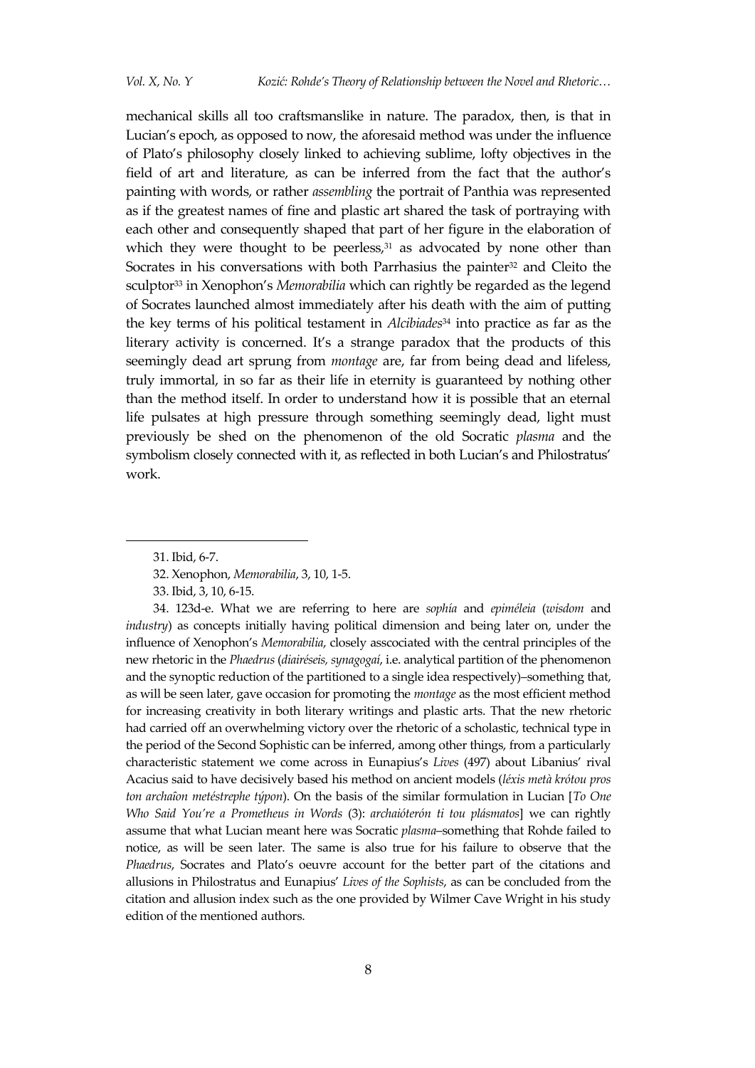mechanical skills all too craftsmanslike in nature. The paradox, then, is that in Lucian's epoch, as opposed to now, the aforesaid method was under the influence of Plato's philosophy closely linked to achieving sublime, lofty objectives in the field of art and literature, as can be inferred from the fact that the author's painting with words, or rather *assembling* the portrait of Panthia was represented as if the greatest names of fine and plastic art shared the task of portraying with each other and consequently shaped that part of her figure in the elaboration of which they were thought to be peerless,[31] as advocated by none other than Socrates in his conversations with both Parrhasius the painter[32] and Cleito the sculptor[33] in Xenophon's *Memorabilia* which can rightly be regarded as the legend of Socrates launched almost immediately after his death with the aim of putting the key terms of his political testament in *Alcibiades*[34] into practice as far as the literary activity is concerned. It's a strange paradox that the products of this seemingly dead art sprung from *montage* are, far from being dead and lifeless, truly immortal, in so far as their life in eternity is guaranteed by nothing other than the method itself. In order to understand how it is possible that an eternal life pulsates at high pressure through something seemingly dead, light must previously be shed on the phenomenon of the old Socratic *plasma* and the symbolism closely connected with it, as reflected in both Lucian's and Philostratus' work.

---

31. Ibid, 6-7.

32. Xenophon, *Memorabilia*, 3, 10, 1-5.

33. Ibid, 3, 10, 6-15.

34. 123d-e. What we are referring to here are *sophía* and *epiméleia* (*wisdom* and *industry*) as concepts initially having political dimension and being later on, under the influence of Xenophon's *Memorabilia*, closely asscociated with the central principles of the new rhetoric in the *Phaedrus* (*diairéseis, synagogaí*, i.e. analytical partition of the phenomenon and the synoptic reduction of the partitioned to a single idea respectively)–something that, as will be seen later, gave occasion for promoting the *montage* as the most efficient method for increasing creativity in both literary writings and plastic arts. That the new rhetoric had carried off an overwhelming victory over the rhetoric of a scholastic, technical type in the period of the Second Sophistic can be inferred, among other things, from a particularly characteristic statement we come across in Eunapius's *Lives* (497) about Libanius' rival Acacius said to have decisively based his method on ancient models (*léxis metà krótou pros ton archaîon metéstrephe týpon*). On the basis of the similar formulation in Lucian [*To One Who Said You're a Prometheus in Words* (3): *archaióterón ti tou plásmatos*] we can rightly assume that what Lucian meant here was Socratic *plasma*–something that Rohde failed to notice, as will be seen later. The same is also true for his failure to observe that the *Phaedrus*, Socrates and Plato's oeuvre account for the better part of the citations and allusions in Philostratus and Eunapius' *Lives of the Sophists*, as can be concluded from the citation and allusion index such as the one provided by Wilmer Cave Wright in his study edition of the mentioned authors.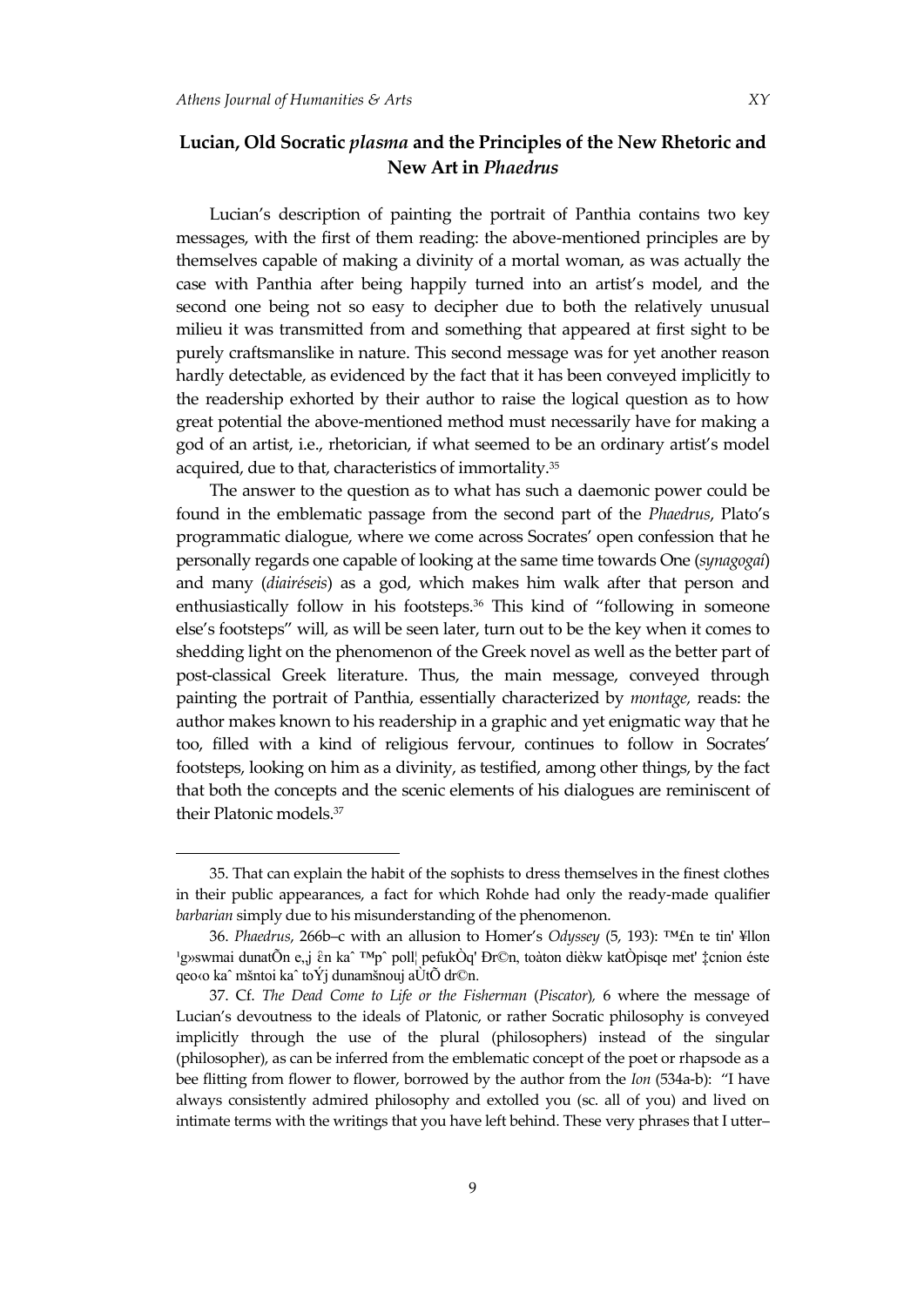Lucian's description of painting the portrait of Panthia contains two key messages, with the first of them reading: the above-mentioned principles are by themselves capable of making a divinity of a mortal woman, as was actually the case with Panthia after being happily turned into an artist's model, and the second one being not so easy to decipher due to both the relatively unusual milieu it was transmitted from and something that appeared at first sight to be purely craftsmanslike in nature. This second message was for yet another reason hardly detectable, as evidenced by the fact that it has been conveyed implicitly to the readership exhorted by their author to raise the logical question as to how great potential the above-mentioned method must necessarily have for making a god of an artist, i.e., rhetorician, if what seemed to be an ordinary artist's model acquired, due to that, characteristics of immortality.[35]

The answer to the question as to what has such a daemonic power could be found in the emblematic passage from the second part of the *Phaedrus*, Plato's programmatic dialogue, where we come across Socrates' open confession that he personally regards one capable of looking at the same time towards One (*synagogaí*) and many (*diairéseis*) as a god, which makes him walk after that person and enthusiastically follow in his footsteps.[36] This kind of "following in someone else's footsteps" will, as will be seen later, turn out to be the key when it comes to shedding light on the phenomenon of the Greek novel as well as the better part of post-classical Greek literature. Thus, the main message, conveyed through painting the portrait of Panthia, essentially characterized by *montage,* reads: the author makes known to his readership in a graphic and yet enigmatic way that he too, filled with a kind of religious fervour, continues to follow in Socrates' footsteps, looking on him as a divinity, as testified, among other things, by the fact that both the concepts and the scenic elements of his dialogues are reminiscent of their Platonic models.[37]

---

35. That can explain the habit of the sophists to dress themselves in the finest clothes in their public appearances, a fact for which Rohde had only the ready-made qualifier *barbarian* simply due to his misunderstanding of the phenomenon.

36. *Phaedrus*, 266b–c with an allusion to Homer's *Odyssey* (5, 193): ™£n te tin' ¥llon ¹g»swmai dunatÕn e,,j {n kaˆ ™pˆ poll¦ pefukÒq' Ðr©n, toàton diè­kw katÒpisqe met' ‡cnion éste qeo‹o kaˆ mšntoi kaˆ toÝj dunamšnouj aÙtÕ dr©n.

37. Cf. *The Dead Come to Life or the Fisherman* (*Piscator*)*,* 6 where the message of Lucian's devoutness to the ideals of Platonic, or rather Socratic philosophy is conveyed implicitly through the use of the plural (philosophers) instead of the singular (philosopher), as can be inferred from the emblematic concept of the poet or rhapsode as a bee flitting from flower to flower, borrowed by the author from the *Ion* (534a-b): "I have always consistently admired philosophy and extolled you (sc. all of you) and lived on intimate terms with the writings that you have left behind. These very phrases that I utter–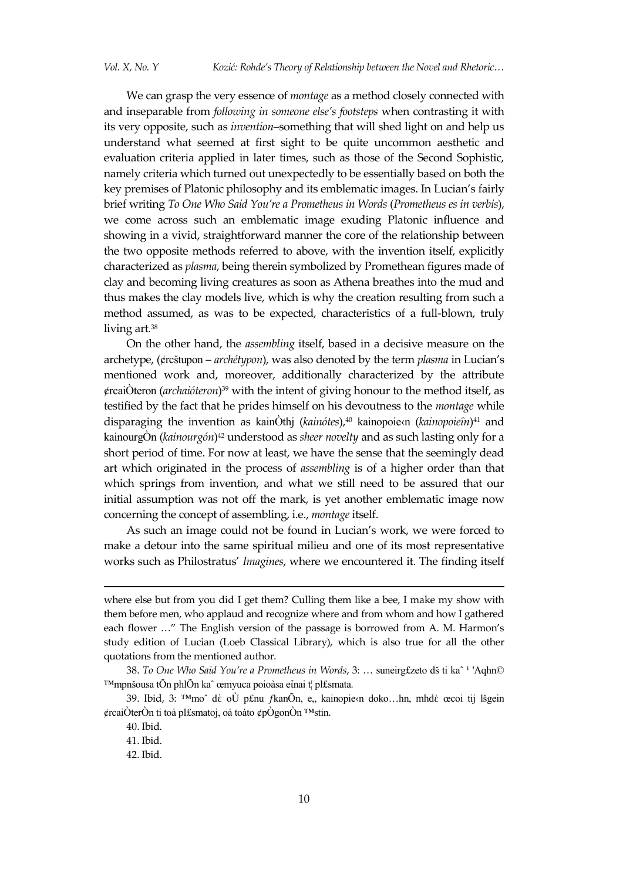We can grasp the very essence of *montage* as a method closely connected with and inseparable from *following in someone else's footsteps* when contrasting it with its very opposite, such as *invention*–something that will shed light on and help us understand what seemed at first sight to be quite uncommon aesthetic and evaluation criteria applied in later times, such as those of the Second Sophistic, namely criteria which turned out unexpectedly to be essentially based on both the key premises of Platonic philosophy and its emblematic images. In Lucian's fairly brief writing *To One Who Said You're a Prometheus in Words* (*Prometheus es in verbis*), we come across such an emblematic image exuding Platonic influence and showing in a vivid, straightforward manner the core of the relationship between the two opposite methods referred to above, with the invention itself, explicitly characterized as *plasma*, being therein symbolized by Promethean figures made of clay and becoming living creatures as soon as Athena breathes into the mud and thus makes the clay models live, which is why the creation resulting from such a method assumed, as was to be expected, characteristics of a full-blown, truly living art.[38]

On the other hand, the *assembling* itself, based in a decisive measure on the archetype, (¢rcštupon – *archétypon*), was also denoted by the term *plasma* in Lucian's mentioned work and, moreover, additionally characterized by the attribute ¢rcaiÒteron (*archaióteron*)[39] with the intent of giving honour to the method itself, as testified by the fact that he prides himself on his devoutness to the *montage* while disparaging the invention as kainÒthj (*kainótes*),[40] kainopoie‹n (*kainopoieîn*)[41] and kainourgÒn (*kainourgón*)[42] understood as *sheer novelty* and as such lasting only for a short period of time. For now at least, we have the sense that the seemingly dead art which originated in the process of *assembling* is of a higher order than that which springs from invention, and what we still need to be assured that our initial assumption was not off the mark, is yet another emblematic image now concerning the concept of assembling, i.e., *montage* itself.

As such an image could not be found in Lucian's work, we were forced to make a detour into the same spiritual milieu and one of its most representative works such as Philostratus' *Imagines*, where we encountered it. The finding itself

---

where else but from you did I get them? Culling them like a bee, I make my show with them before men, who applaud and recognize where and from whom and how I gathered each flower …" The English version of the passage is borrowed from A. M. Harmon's study edition of Lucian (Loeb Classical Library), which is also true for all the other quotations from the mentioned author.

38. *To One Who Said You're a Prometheus in Words*, 3: … suneirg£zeto dš ti kaˆ ¹ 'Aqhn© ™mpnšousa tÕn phlÕn kaˆ œmyuca poioàsa eἶnai t¦ pl£smata.

39. Ibid, 3: ™moˆ dὲ oÙ p£nu ƒkanÕn, e„ kainopoie‹n doko…hn, mhdὲ œcoi tij lšgein ¢rcaiÒterÒn ti toà pl£smatoj, oá toàto ¢pÒgonÒn ™stin.

40. Ibid.

41. Ibid.

42. Ibid.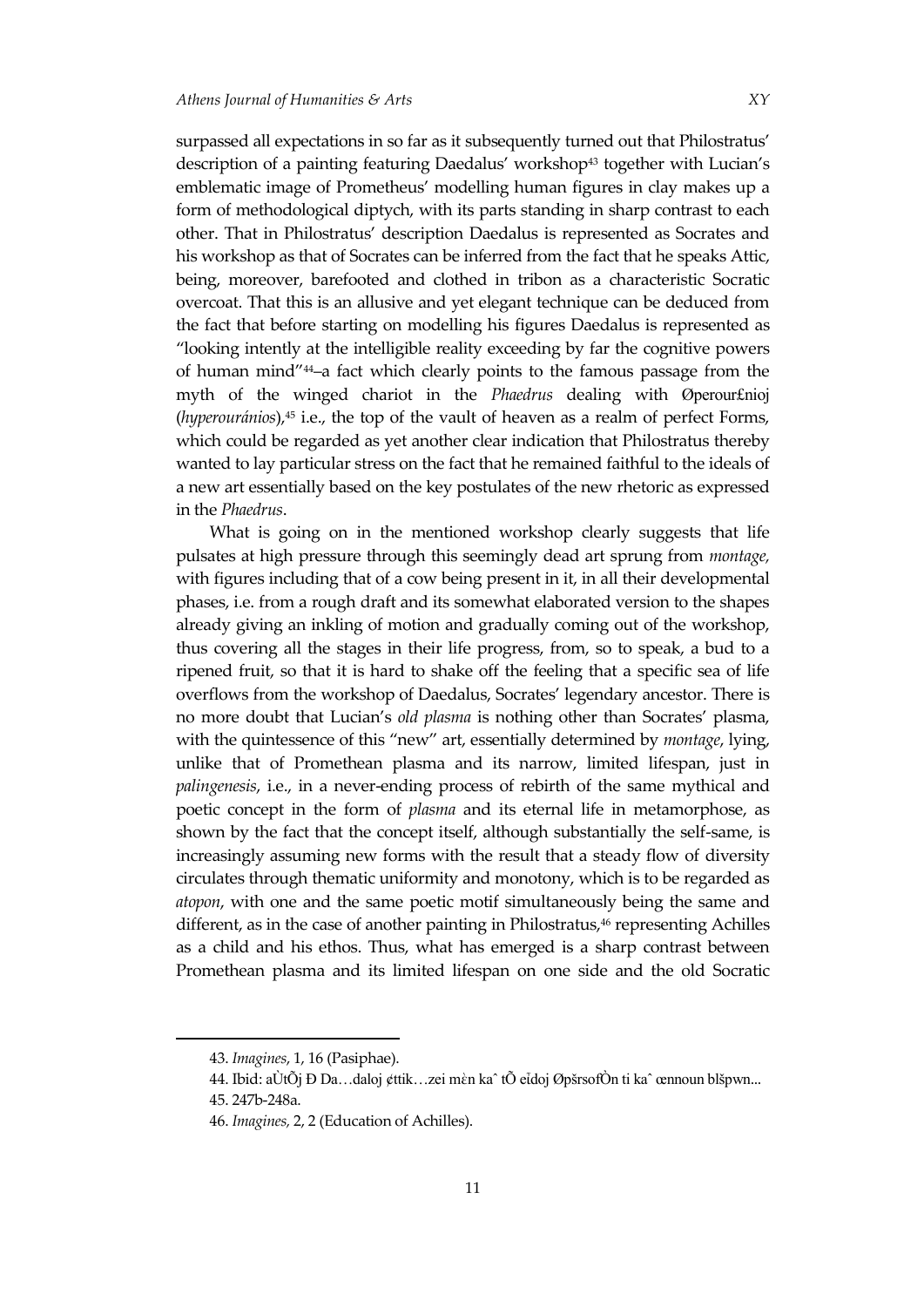surpassed all expectations in so far as it subsequently turned out that Philostratus' description of a painting featuring Daedalus' workshop[43] together with Lucian's emblematic image of Prometheus' modelling human figures in clay makes up a form of methodological diptych, with its parts standing in sharp contrast to each other. That in Philostratus' description Daedalus is represented as Socrates and his workshop as that of Socrates can be inferred from the fact that he speaks Attic, being, moreover, barefooted and clothed in tribon as a characteristic Socratic overcoat. That this is an allusive and yet elegant technique can be deduced from the fact that before starting on modelling his figures Daedalus is represented as "looking intently at the intelligible reality exceeding by far the cognitive powers of human mind"[44]–a fact which clearly points to the famous passage from the myth of the winged chariot in the *Phaedrus* dealing with Øperour£nioj (*hyperouránios*),[45] i.e., the top of the vault of heaven as a realm of perfect Forms, which could be regarded as yet another clear indication that Philostratus thereby wanted to lay particular stress on the fact that he remained faithful to the ideals of a new art essentially based on the key postulates of the new rhetoric as expressed in the *Phaedrus*.

What is going on in the mentioned workshop clearly suggests that life pulsates at high pressure through this seemingly dead art sprung from *montage*, with figures including that of a cow being present in it, in all their developmental phases, i.e. from a rough draft and its somewhat elaborated version to the shapes already giving an inkling of motion and gradually coming out of the workshop, thus covering all the stages in their life progress, from, so to speak, a bud to a ripened fruit, so that it is hard to shake off the feeling that a specific sea of life overflows from the workshop of Daedalus, Socrates' legendary ancestor. There is no more doubt that Lucian's *old plasma* is nothing other than Socrates' plasma, with the quintessence of this "new" art, essentially determined by *montage*, lying, unlike that of Promethean plasma and its narrow, limited lifespan, just in *palingenesis*, i.e., in a never-ending process of rebirth of the same mythical and poetic concept in the form of *plasma* and its eternal life in metamorphose, as shown by the fact that the concept itself, although substantially the self-same, is increasingly assuming new forms with the result that a steady flow of diversity circulates through thematic uniformity and monotony, which is to be regarded as *atopon*, with one and the same poetic motif simultaneously being the same and different, as in the case of another painting in Philostratus,[46] representing Achilles as a child and his ethos. Thus, what has emerged is a sharp contrast between Promethean plasma and its limited lifespan on one side and the old Socratic

---

43. *Imagines*, 1, 16 (Pasiphae).

44. Ibid: aÙtÕj Ð Da…daloj ¢ttik…zei mὲn kaˆ tÕ eἶdoj ØpšrsofÒn ti kaˆ œnnoun blšpwn...

45. 247b-248a.

46. *Imagines,* 2, 2 (Education of Achilles).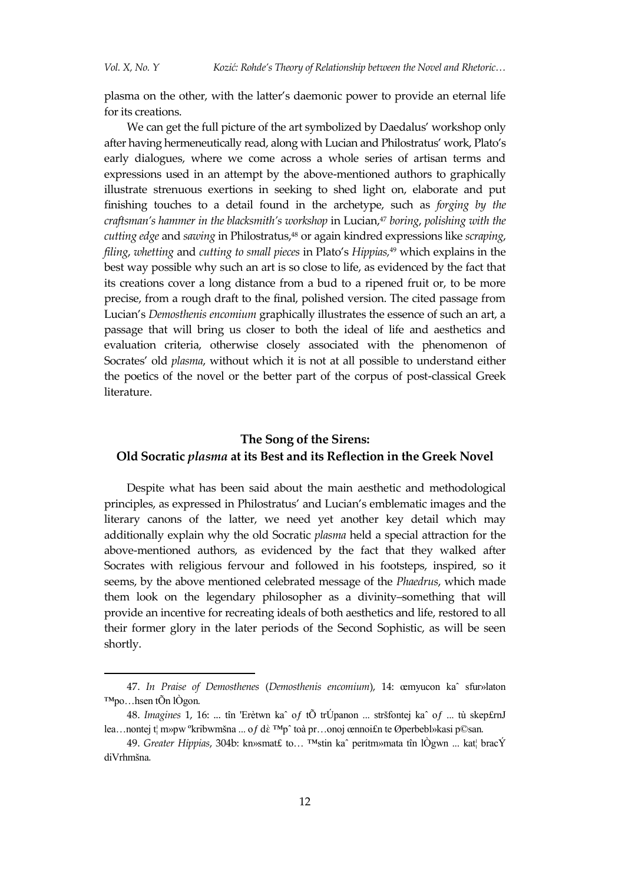plasma on the other, with the latter's daemonic power to provide an eternal life for its creations.

We can get the full picture of the art symbolized by Daedalus' workshop only after having hermeneutically read, along with Lucian and Philostratus' work, Plato's early dialogues, where we come across a whole series of artisan terms and expressions used in an attempt by the above-mentioned authors to graphically illustrate strenuous exertions in seeking to shed light on, elaborate and put finishing touches to a detail found in the archetype, such as *forging by the craftsman's hammer in the blacksmith's workshop* in Lucian,[47] *boring*, *polishing with the cutting edge* and *sawing* in Philostratus,[48] or again kindred expressions like *scraping*, *filing*, *whetting* and *cutting to small pieces* in Plato's *Hippias*,[49] which explains in the best way possible why such an art is so close to life, as evidenced by the fact that its creations cover a long distance from a bud to a ripened fruit or, to be more precise, from a rough draft to the final, polished version. The cited passage from Lucian's *Demosthenis encomium* graphically illustrates the essence of such an art, a passage that will bring us closer to both the ideal of life and aesthetics and evaluation criteria, otherwise closely associated with the phenomenon of Socrates' old *plasma*, without which it is not at all possible to understand either the poetics of the novel or the better part of the corpus of post-classical Greek literature.

## The Song of the Sirens: Old Socratic *plasma* at its Best and its Reflection in the Greek Novel

Despite what has been said about the main aesthetic and methodological principles, as expressed in Philostratus' and Lucian's emblematic images and the literary canons of the latter, we need yet another key detail which may additionally explain why the old Socratic *plasma* held a special attraction for the above-mentioned authors, as evidenced by the fact that they walked after Socrates with religious fervour and followed in his footsteps, inspired, so it seems, by the above mentioned celebrated message of the *Phaedrus*, which made them look on the legendary philosopher as a divinity–something that will provide an incentive for recreating ideals of both aesthetics and life, restored to all their former glory in the later periods of the Second Sophistic, as will be seen shortly.

---

47. *In Praise of Demosthenes* (*Demosthenis encomium*), 14: œmyucon kaˆ sfur»laton ™po…hsen tÕn lÒgon.

48. *Imagines* 1, 16: ... tîn 'Erètwn kaˆ oƒ tÕ trÚpanon ... stršfontej kaˆ oƒ ... tù skep£rnJ lea…nontej t¦ m»pw ºkribwmšna ... oƒ dὲ ™pˆ toà pr…onoj œnnoi£n te Øperbebl»kasi p©san.

49. *Greater Hippias*, 304b: kn»smat£ to… ™stin kaˆ peritm»mata tîn lÒgwn ... kat¦ bracÝ diVrhmšna.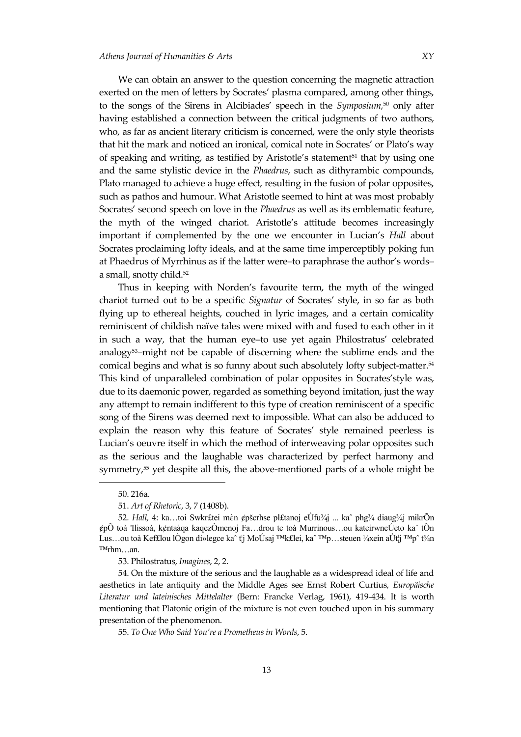We can obtain an answer to the question concerning the magnetic attraction exerted on the men of letters by Socrates' plasma compared, among other things, to the songs of the Sirens in Alcibiades' speech in the *Symposium*,[50] only after having established a connection between the critical judgments of two authors, who, as far as ancient literary criticism is concerned, were the only style theorists that hit the mark and noticed an ironical, comical note in Socrates' or Plato's way of speaking and writing, as testified by Aristotle's statement[51] that by using one and the same stylistic device in the *Phaedrus*, such as dithyrambic compounds, Plato managed to achieve a huge effect, resulting in the fusion of polar opposites, such as pathos and humour. What Aristotle seemed to hint at was most probably Socrates' second speech on love in the *Phaedrus* as well as its emblematic feature, the myth of the winged chariot. Aristotle's attitude becomes increasingly important if complemented by the one we encounter in Lucian's *Hall* about Socrates proclaiming lofty ideals, and at the same time imperceptibly poking fun at Phaedrus of Myrrhinus as if the latter were–to paraphrase the author's words–a small, snotty child.[52]

Thus in keeping with Norden's favourite term, the myth of the winged chariot turned out to be a specific *Signatur* of Socrates' style, in so far as both flying up to ethereal heights, couched in lyric images, and a certain comicality reminiscent of childish naïve tales were mixed with and fused to each other in it in such a way, that the human eye–to use yet again Philostratus' celebrated analogy[53]–might not be capable of discerning where the sublime ends and the comical begins and what is so funny about such absolutely lofty subject-matter.[54] This kind of unparalleled combination of polar opposites in Socrates'style was, due to its daemonic power, regarded as something beyond imitation, just the way any attempt to remain indifferent to this type of creation reminiscent of a specific song of the Sirens was deemed next to impossible. What can also be adduced to explain the reason why this feature of Socrates' style remained peerless is Lucian's oeuvre itself in which the method of interweaving polar opposites such as the serious and the laughable was characterized by perfect harmony and symmetry,[55] yet despite all this, the above-mentioned parts of a whole might be

---

50. 216a.

51. *Art of Rhetoric*, 3, 7 (1408b).

52. *Hall,* 4: ka…toi Swkr£tei mὲn ¢pšcrhse pl£tanoj eÙfu¾j ... kaˆ phg¾ diaug¾j mikrÕn ¢pÕ toà 'Ilissoà, k¢ntaàqa kaqezÒmenoj Fa…drou te toà Murrinous…ou kateirwneÚeto kaˆ tÕn Lus…ou toà Kef£lou lÒgon di»legce kaˆ t¦j MoÚsaj ™k£lei, kaˆ ™p…steuen ¼xein aÙt¦j ™pˆ t¾n ™rhm…an.

53. Philostratus, *Imagines*, 2, 2.

54. On the mixture of the serious and the laughable as a widespread ideal of life and aesthetics in late antiquity and the Middle Ages see Ernst Robert Curtius, *Europäische Literatur und lateinisches Mittelalter* (Bern: Francke Verlag, 1961), 419-434. It is worth mentioning that Platonic origin of the mixture is not even touched upon in his summary presentation of the phenomenon.

55. *To One Who Said You're a Prometheus in Words*, 5.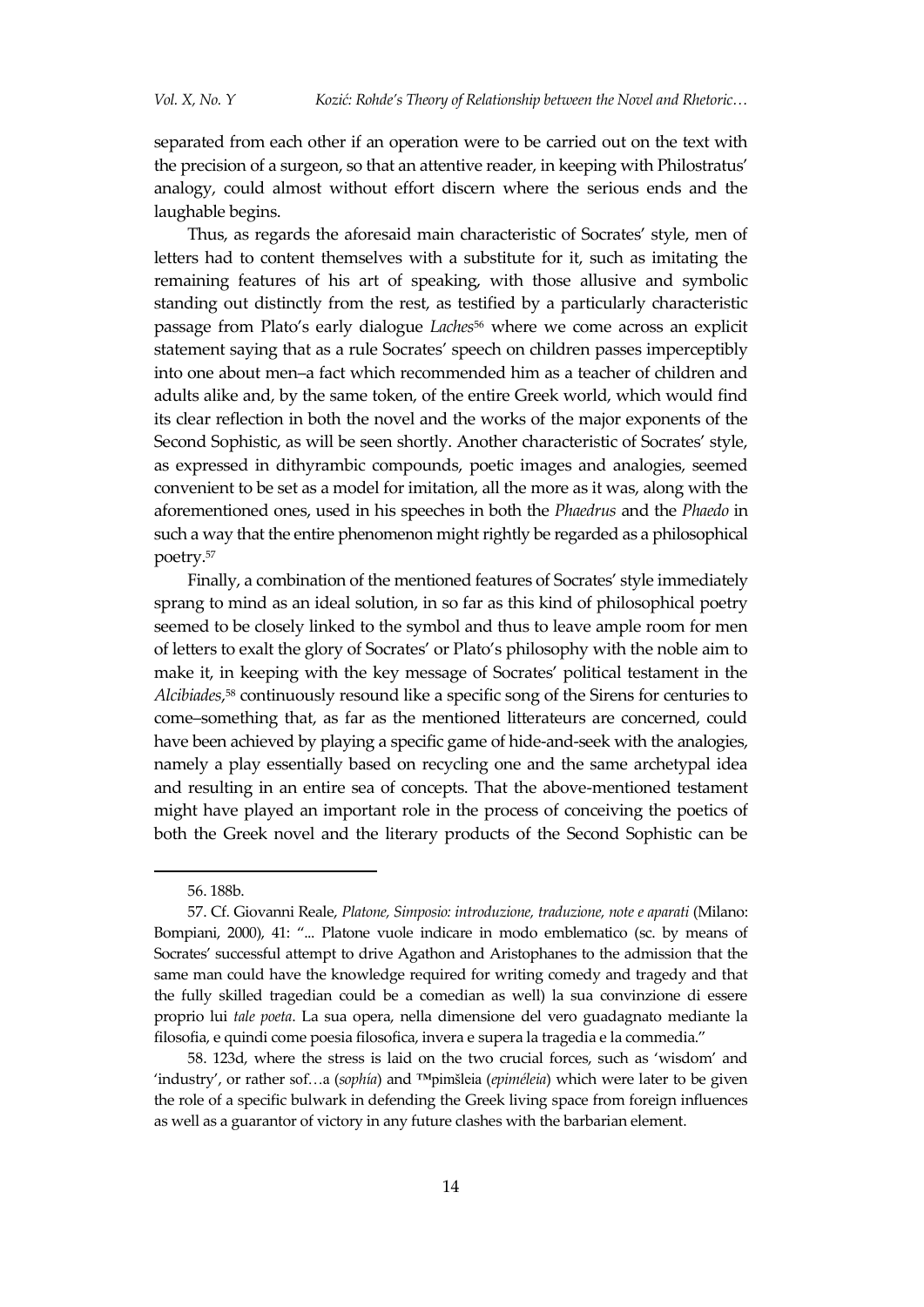separated from each other if an operation were to be carried out on the text with the precision of a surgeon, so that an attentive reader, in keeping with Philostratus' analogy, could almost without effort discern where the serious ends and the laughable begins.

Thus, as regards the aforesaid main characteristic of Socrates' style, men of letters had to content themselves with a substitute for it, such as imitating the remaining features of his art of speaking, with those allusive and symbolic standing out distinctly from the rest, as testified by a particularly characteristic passage from Plato's early dialogue *Laches*[56] where we come across an explicit statement saying that as a rule Socrates' speech on children passes imperceptibly into one about men–a fact which recommended him as a teacher of children and adults alike and, by the same token, of the entire Greek world, which would find its clear reflection in both the novel and the works of the major exponents of the Second Sophistic, as will be seen shortly. Another characteristic of Socrates' style, as expressed in dithyrambic compounds, poetic images and analogies, seemed convenient to be set as a model for imitation, all the more as it was, along with the aforementioned ones, used in his speeches in both the *Phaedrus* and the *Phaedo* in such a way that the entire phenomenon might rightly be regarded as a philosophical poetry.[57]

Finally, a combination of the mentioned features of Socrates' style immediately sprang to mind as an ideal solution, in so far as this kind of philosophical poetry seemed to be closely linked to the symbol and thus to leave ample room for men of letters to exalt the glory of Socrates' or Plato's philosophy with the noble aim to make it, in keeping with the key message of Socrates' political testament in the *Alcibiades*,[58] continuously resound like a specific song of the Sirens for centuries to come–something that, as far as the mentioned litterateurs are concerned, could have been achieved by playing a specific game of hide-and-seek with the analogies, namely a play essentially based on recycling one and the same archetypal idea and resulting in an entire sea of concepts. That the above-mentioned testament might have played an important role in the process of conceiving the poetics of both the Greek novel and the literary products of the Second Sophistic can be

---

56. 188b.

57. Cf. Giovanni Reale, *Platone, Simposio: introduzione, traduzione, note e aparati* (Milano: Bompiani, 2000), 41: "... Platone vuole indicare in modo emblematico (sc. by means of Socrates' successful attempt to drive Agathon and Aristophanes to the admission that the same man could have the knowledge required for writing comedy and tragedy and that the fully skilled tragedian could be a comedian as well) la sua convinzione di essere proprio lui *tale poeta*. La sua opera, nella dimensione del vero guadagnato mediante la filosofia, e quindi come poesia filosofica, invera e supera la tragedia e la commedia."

58. 123d, where the stress is laid on the two crucial forces, such as 'wisdom' and 'industry', or rather sof…a (*sophía*) and ™pimšleia (*epiméleia*) which were later to be given the role of a specific bulwark in defending the Greek living space from foreign influences as well as a guarantor of victory in any future clashes with the barbarian element.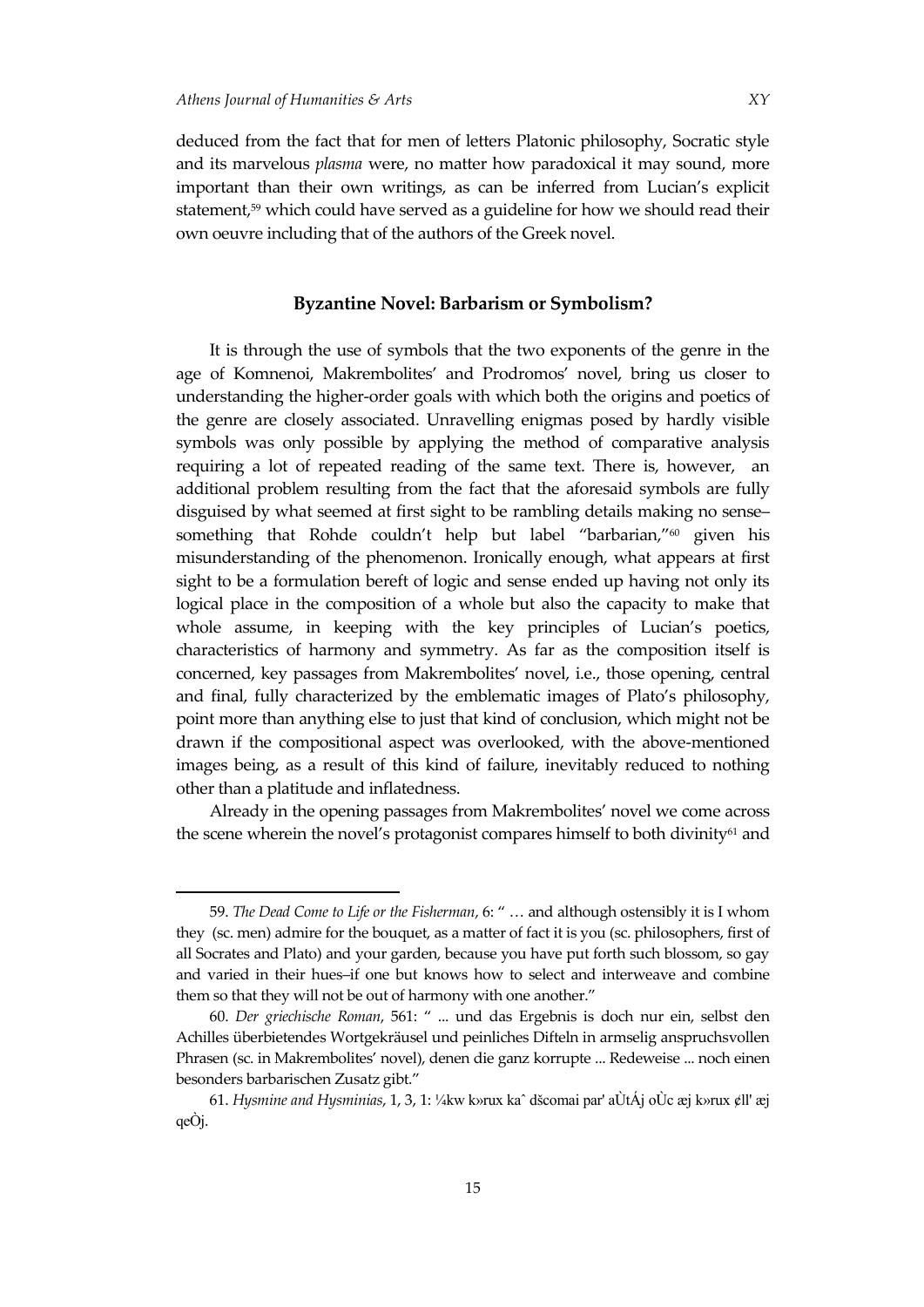deduced from the fact that for men of letters Platonic philosophy, Socratic style and its marvelous *plasma* were, no matter how paradoxical it may sound, more important than their own writings, as can be inferred from Lucian's explicit statement,[59] which could have served as a guideline for how we should read their own oeuvre including that of the authors of the Greek novel.

## Byzantine Novel: Barbarism or Symbolism?

It is through the use of symbols that the two exponents of the genre in the age of Komnenoi, Makrembolites' and Prodromos' novel, bring us closer to understanding the higher-order goals with which both the origins and poetics of the genre are closely associated. Unravelling enigmas posed by hardly visible symbols was only possible by applying the method of comparative analysis requiring a lot of repeated reading of the same text. There is, however, an additional problem resulting from the fact that the aforesaid symbols are fully disguised by what seemed at first sight to be rambling details making no sense–something that Rohde couldn't help but label "barbarian,"[60] given his misunderstanding of the phenomenon. Ironically enough, what appears at first sight to be a formulation bereft of logic and sense ended up having not only its logical place in the composition of a whole but also the capacity to make that whole assume, in keeping with the key principles of Lucian's poetics, characteristics of harmony and symmetry. As far as the composition itself is concerned, key passages from Makrembolites' novel, i.e., those opening, central and final, fully characterized by the emblematic images of Plato's philosophy, point more than anything else to just that kind of conclusion, which might not be drawn if the compositional aspect was overlooked, with the above-mentioned images being, as a result of this kind of failure, inevitably reduced to nothing other than a platitude and inflatedness.

Already in the opening passages from Makrembolites' novel we come across the scene wherein the novel's protagonist compares himself to both divinity[61] and

---

59. *The Dead Come to Life or the Fisherman*, 6: " … and although ostensibly it is I whom they (sc. men) admire for the bouquet, as a matter of fact it is you (sc. philosophers, first of all Socrates and Plato) and your garden, because you have put forth such blossom, so gay and varied in their hues–if one but knows how to select and interweave and combine them so that they will not be out of harmony with one another."

60. *Der griechische Roman*, 561: " ... und das Ergebnis is doch nur ein, selbst den Achilles überbietendes Wortgekräusel und peinliches Difteln in armselig anspruchsvollen Phrasen (sc. in Makrembolites' novel), denen die ganz korrupte ... Redeweise ... noch einen besonders barbarischen Zusatz gibt."

61. *Hysmine and Hysminias*, 1, 3, 1: ¼kw k»rux kaˆ dšcomai par' aÙtÁj oÙc æj k»rux ¢ll' æj qeÒj.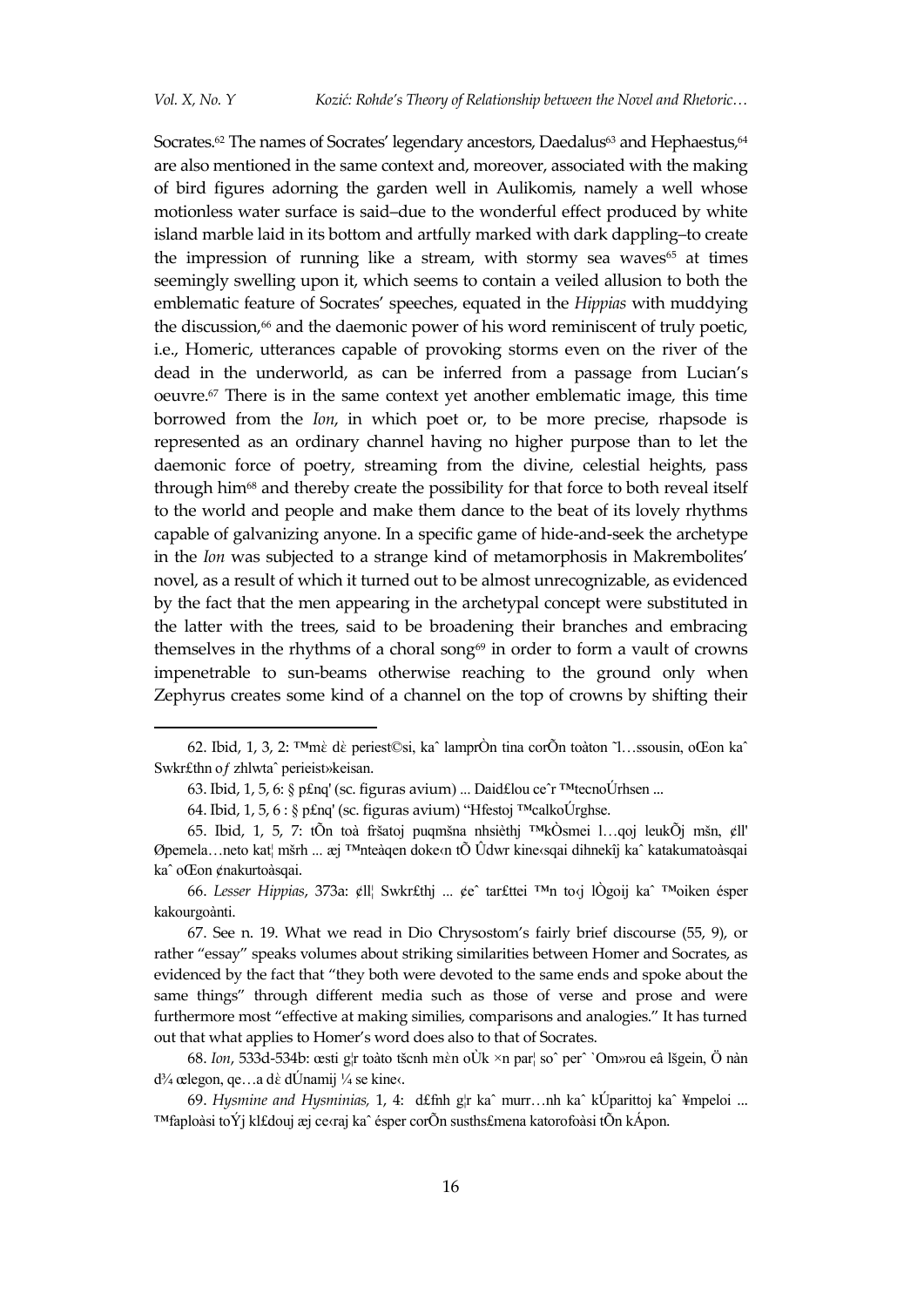Socrates.[62] The names of Socrates' legendary ancestors, Daedalus[63] and Hephaestus,[64] are also mentioned in the same context and, moreover, associated with the making of bird figures adorning the garden well in Aulikomis, namely a well whose motionless water surface is said–due to the wonderful effect produced by white island marble laid in its bottom and artfully marked with dark dappling–to create the impression of running like a stream, with stormy sea waves[65] at times seemingly swelling upon it, which seems to contain a veiled allusion to both the emblematic feature of Socrates' speeches, equated in the *Hippias* with muddying the discussion,[66] and the daemonic power of his word reminiscent of truly poetic, i.e., Homeric, utterances capable of provoking storms even on the river of the dead in the underworld, as can be inferred from a passage from Lucian's oeuvre.[67] There is in the same context yet another emblematic image, this time borrowed from the *Ion*, in which poet or, to be more precise, rhapsode is represented as an ordinary channel having no higher purpose than to let the daemonic force of poetry, streaming from the divine, celestial heights, pass through him[68] and thereby create the possibility for that force to both reveal itself to the world and people and make them dance to the beat of its lovely rhythms capable of galvanizing anyone. In a specific game of hide-and-seek the archetype in the *Ion* was subjected to a strange kind of metamorphosis in Makrembolites' novel, as a result of which it turned out to be almost unrecognizable, as evidenced by the fact that the men appearing in the archetypal concept were substituted in the latter with the trees, said to be broadening their branches and embracing themselves in the rhythms of a choral song[69] in order to form a vault of crowns impenetrable to sun-beams otherwise reaching to the ground only when Zephyrus creates some kind of a channel on the top of crowns by shifting their

---

62. Ibid, 1, 3, 2: ™mὲ dὲ periest©si, kaˆ lamprÒn tina corÕn toàton ˜l…ssousin, oŒon kaˆ Swkr£thn of zhlwtaˆ perieist»keisan.

63. Ibid, 1, 5, 6: § p£nq' (sc. figuras avium) ... Daid£lou ceˆr ™tecnoÚrhsen ...

64. Ibid, 1, 5, 6 : § p£nq' (sc. figuras avium) "Hfestoj ™calkoÚrghse.

65. Ibid, 1, 5, 7: tÕn toà fršatoj puqmšna nhsièthj ™kÒsmei l…qoj leukÕj mšn, ¢ll' Øpemela…neto kat¦ mšrh ... æj ™nteàqen doke‹n tÕ Ûdwr kine‹sqai dihnekîj kaˆ katakumatoàsqai kaˆ oŒon ¢nakurtoàsqai.

66. *Lesser Hippias*, 373a: ¢ll¦ Swkr£thj ... ¢eˆ tar£ttei ™n to‹j lÒgoij kaˆ ™oiken ésper kakourgoànti.

67. See n. 19. What we read in Dio Chrysostom's fairly brief discourse (55, 9), or rather "essay" speaks volumes about striking similarities between Homer and Socrates, as evidenced by the fact that "they both were devoted to the same ends and spoke about the same things" through different media such as those of verse and prose and were furthermore most "effective at making similies, comparisons and analogies." It has turned out that what applies to Homer's word does also to that of Socrates.

68. *Ion*, 533d-534b: œsti g¦r toàto tšcnh mὲn oÙk ×n par¦ soˆ perˆ `Om»rou eâ lšgein, Ö nàn d¾ œlegon, qe…a dὲ dÚnamij ¼ se kine‹.

69. *Hysmine and Hysminias,* 1, 4: d£fnh g¦r kaˆ murr…nh kaˆ kÚparittoj kaˆ ¥mpeloi ... ™faploàsi toÝj kl£douj æj ce‹raj kaˆ ésper corÕn susths£mena katorofoàsi tÕn kÁpon.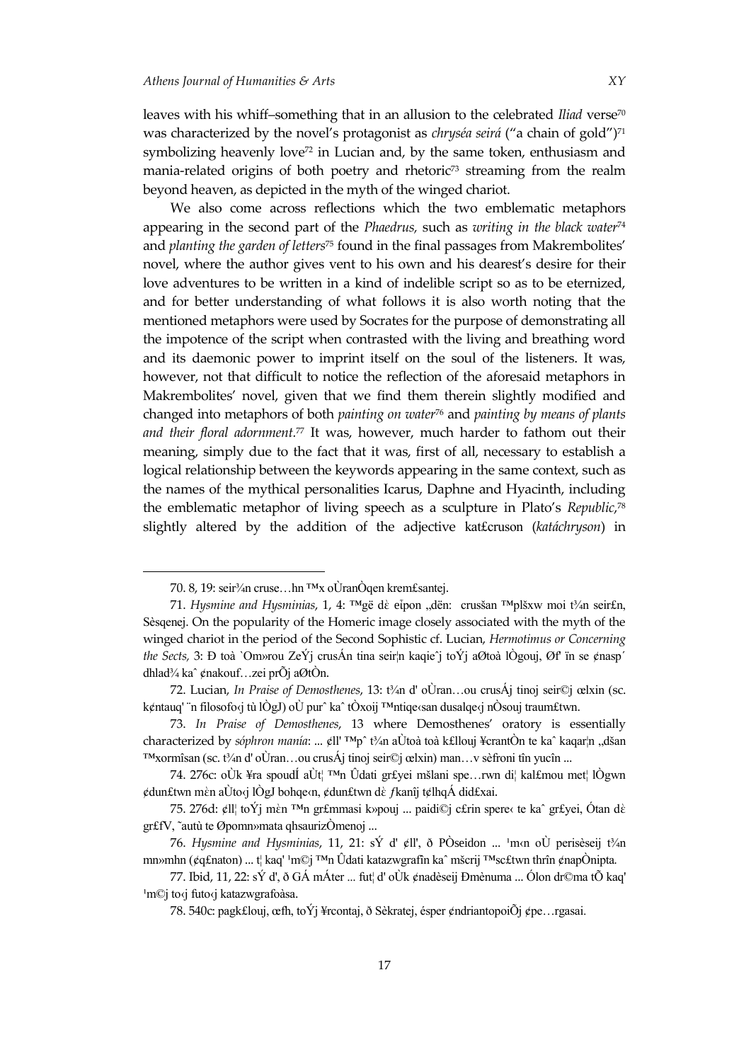leaves with his whiff–something that in an allusion to the celebrated *Iliad* verse[70] was characterized by the novel's protagonist as *chryséa seirá* ("a chain of gold")[71] symbolizing heavenly love[72] in Lucian and, by the same token, enthusiasm and mania-related origins of both poetry and rhetoric[73] streaming from the realm beyond heaven, as depicted in the myth of the winged chariot.

We also come across reflections which the two emblematic metaphors appearing in the second part of the *Phaedrus,* such as *writing in the black water*[74] and *planting the garden of letters*[75] found in the final passages from Makrembolites' novel, where the author gives vent to his own and his dearest's desire for their love adventures to be written in a kind of indelible script so as to be eternized, and for better understanding of what follows it is also worth noting that the mentioned metaphors were used by Socrates for the purpose of demonstrating all the impotence of the script when contrasted with the living and breathing word and its daemonic power to imprint itself on the soul of the listeners. It was, however, not that difficult to notice the reflection of the aforesaid metaphors in Makrembolites' novel, given that we find them therein slightly modified and changed into metaphors of both *painting on water*[76] and *painting by means of plants and their floral adornment.*[77] It was, however, much harder to fathom out their meaning, simply due to the fact that it was, first of all, necessary to establish a logical relationship between the keywords appearing in the same context, such as the names of the mythical personalities Icarus, Daphne and Hyacinth, including the emblematic metaphor of living speech as a sculpture in Plato's *Republic*,[78] slightly altered by the addition of the adjective kat£cruson (*katáchryson*) in

---

70. 8, 19: seir¾n cruse…hn ™x oÙranÒqen krem£santej.

71. *Hysmine and Hysminias*, 1, 4: ™gë dὲ eἶpon „dën: crusšan ™plšxw moi t¾n seir£n, Sèsqenej. On the popularity of the Homeric image closely associated with the myth of the winged chariot in the period of the Second Sophistic cf. Lucian, *Hermotimus or Concerning the Sects,* 3: Ð toà `Om»rou ZeÝj crusÁn tina seir¦n kaqieˆj toÝj aØtoà lÒgouj, Øf' ïn se ¢nasp´ dhlad¾ kaˆ ¢nakouf…zei prÕj aØtÒn.

72. Lucian, *In Praise of Demosthenes*, 13: t¾n d' oÙran…ou crusÁj tinoj seir©j œlxin (sc. k¢ntauq' ¨n filosofo‹j tù lÒgJ) oÙ purˆ kaˆ tÒxoij ™ntiqe‹san dusalqe‹j nÒsouj traum£twn.

73. *In Praise of Demosthenes*, 13 where Demosthenes' oratory is essentially characterized by *sóphron manía*: ... ¢ll' ™pˆ t¾n aÙtoà k£llouj ¥crantÒn te kaˆ kaqar¦n „dšan ™xormîsan (sc. t¾n d' oÙran…ou crusÁj tinoj seir©j œlxin) man…v sèfroni tîn yucîn ...

74. 276c: oÙk ¥ra spoudÍ aÙt¦ ™n Ûdati gr£yei mšlani spe…rwn di¦ kal£mou met¦ lÒgwn ¢dun£twn mὲn aÙto‹j lÒgJ bohqe‹n, ¢dun£twn dὲ ƒkanîj t¢lhqÁ did£xai.

75. 276d: ¢ll¦ toÝj mὲn ™n gr£mmasi k»pouj ... paidi©j c£rin spere‹ te kaˆ gr£yei, Ótan dὲ gr£fV, ˜autù te Øpomn»mata qhsaurizÒmenoj ...

76. *Hysmine and Hysminias*, 11, 21: sÝ d' ¢ll', ð PÒseidon ... ¹m‹n oÙ perisèseij t¾n mn»mhn (¢q£naton) ... t¦ kaq' ¹m©j ™n Ûdati katazwgrafîn kaˆ mšcrij ™sc£twn thrîn ¢napÒnipta.

77. Ibid, 11, 22: sÝ d', ð GÁ mÁter ... fut¦ d' oÙk ¢nadèseij Ðmènuma ... Ólon dr©ma tÕ kaq' ¹m©j to‹j futo‹j katazwgrafoàsa.

78. 540c: pagk£louj, œfh, toÝj ¥rcontaj, ð Sèkratej, ésper ¢ndriantopoiÕj ¢pe…rgasai.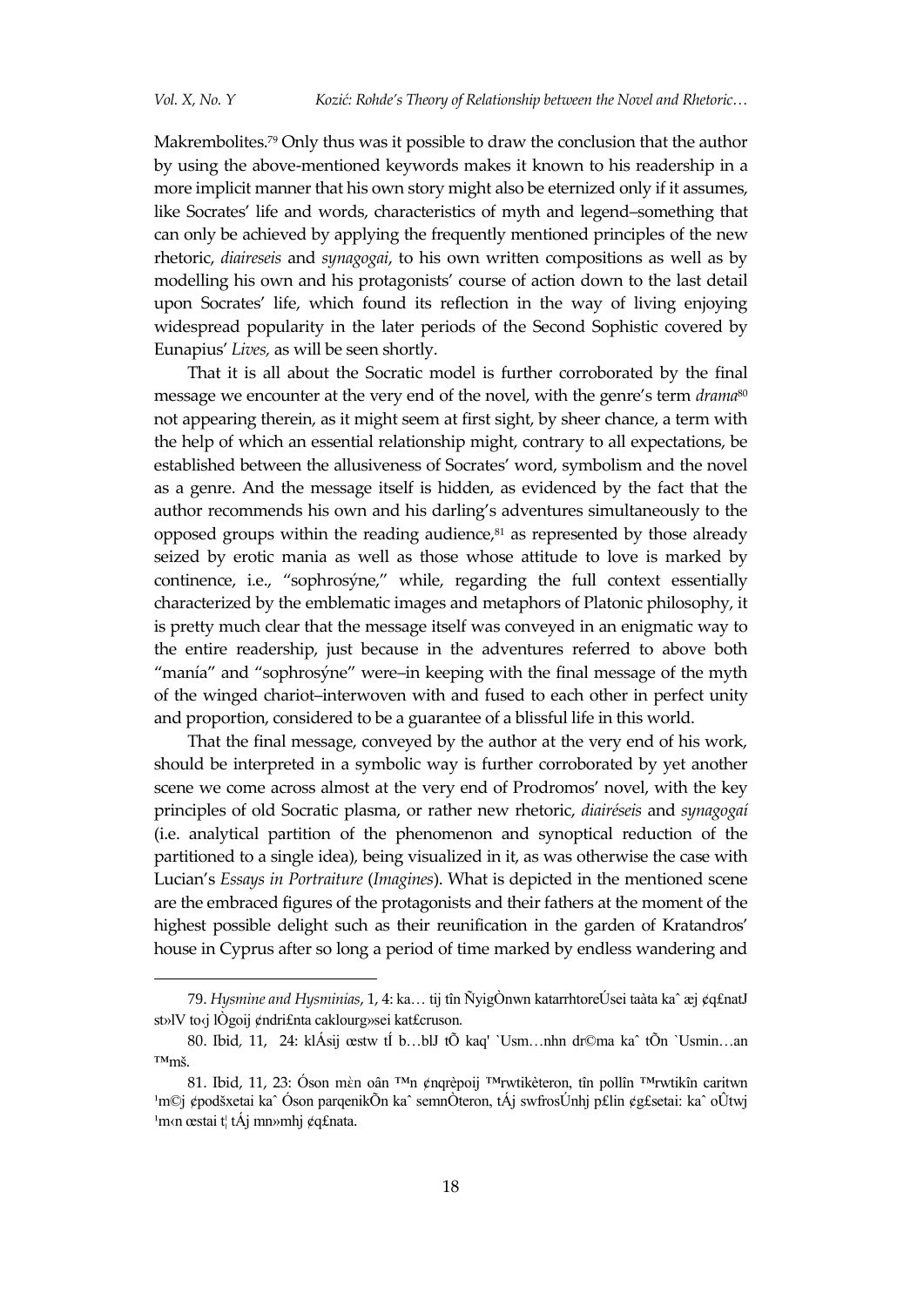Makrembolites.[79] Only thus was it possible to draw the conclusion that the author by using the above-mentioned keywords makes it known to his readership in a more implicit manner that his own story might also be eternized only if it assumes, like Socrates' life and words, characteristics of myth and legend–something that can only be achieved by applying the frequently mentioned principles of the new rhetoric, *diaireseis* and *synagogai*, to his own written compositions as well as by modelling his own and his protagonists' course of action down to the last detail upon Socrates' life, which found its reflection in the way of living enjoying widespread popularity in the later periods of the Second Sophistic covered by Eunapius' *Lives*, as will be seen shortly.

That it is all about the Socratic model is further corroborated by the final message we encounter at the very end of the novel, with the genre's term *drama*[80] not appearing therein, as it might seem at first sight, by sheer chance, a term with the help of which an essential relationship might, contrary to all expectations, be established between the allusiveness of Socrates' word, symbolism and the novel as a genre. And the message itself is hidden, as evidenced by the fact that the author recommends his own and his darling's adventures simultaneously to the opposed groups within the reading audience,[81] as represented by those already seized by erotic mania as well as those whose attitude to love is marked by continence, i.e., "sophrosýne," while, regarding the full context essentially characterized by the emblematic images and metaphors of Platonic philosophy, it is pretty much clear that the message itself was conveyed in an enigmatic way to the entire readership, just because in the adventures referred to above both "manía" and "sophrosýne" were–in keeping with the final message of the myth of the winged chariot–interwoven with and fused to each other in perfect unity and proportion, considered to be a guarantee of a blissful life in this world.

That the final message, conveyed by the author at the very end of his work, should be interpreted in a symbolic way is further corroborated by yet another scene we come across almost at the very end of Prodromos' novel, with the key principles of old Socratic plasma, or rather new rhetoric, *diairéseis* and *synagogaí* (i.e. analytical partition of the phenomenon and synoptical reduction of the partitioned to a single idea), being visualized in it, as was otherwise the case with Lucian's *Essays in Portraiture* (*Imagines*). What is depicted in the mentioned scene are the embraced figures of the protagonists and their fathers at the moment of the highest possible delight such as their reunification in the garden of Kratandros' house in Cyprus after so long a period of time marked by endless wandering and

---

79. *Hysmine and Hysminias*, 1, 4: ka… tij tîn ÑyigÒnwn katarrhtoreÚsei taùta kaˆ æj ¢q£natJ st»lV to‹j lÒgoij ¢ndri£nta caklourg»sei kat£cruson.

80. Ibid, 11, 24: klÁsij œstw tÍ b…blJ tÕ kaq' `Usm…nhn dr©ma kaˆ tÕn `Usmin…an ™mš.

81. Ibid, 11, 23: Óson mὲn oân ™n ¢nqrèpoij ™rwtikèteron, tîn pollîn ™rwtikîn caritwn ¹m©j ¢podšxetai kaˆ Óson parqenikÕn kaˆ semnÒteron, tÁj swfrosÚnhj p£lin ¢g£setai: kaˆ oÛtwj ¹m‹n œstai t¦ tÁj mn»mhj ¢q£nata.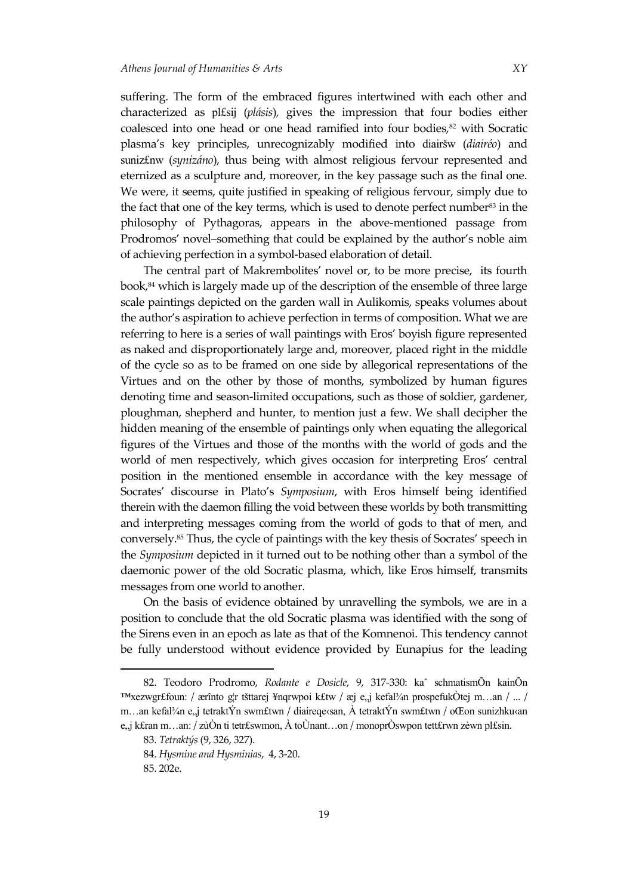suffering. The form of the embraced figures intertwined with each other and characterized as pl£sij (*plásis*), gives the impression that four bodies either coalesced into one head or one head ramified into four bodies,[82] with Socratic plasma's key principles, unrecognizably modified into diairšw (*diairéo*) and suniz£nw (*synizáno*), thus being with almost religious fervour represented and eternized as a sculpture and, moreover, in the key passage such as the final one. We were, it seems, quite justified in speaking of religious fervour, simply due to the fact that one of the key terms, which is used to denote perfect number[83] in the philosophy of Pythagoras, appears in the above-mentioned passage from Prodromos' novel–something that could be explained by the author's noble aim of achieving perfection in a symbol-based elaboration of detail.

The central part of Makrembolites' novel or, to be more precise, its fourth book,[84] which is largely made up of the description of the ensemble of three large scale paintings depicted on the garden wall in Aulikomis, speaks volumes about the author's aspiration to achieve perfection in terms of composition. What we are referring to here is a series of wall paintings with Eros' boyish figure represented as naked and disproportionately large and, moreover, placed right in the middle of the cycle so as to be framed on one side by allegorical representations of the Virtues and on the other by those of months, symbolized by human figures denoting time and season-limited occupations, such as those of soldier, gardener, ploughman, shepherd and hunter, to mention just a few. We shall decipher the hidden meaning of the ensemble of paintings only when equating the allegorical figures of the Virtues and those of the months with the world of gods and the world of men respectively, which gives occasion for interpreting Eros' central position in the mentioned ensemble in accordance with the key message of Socrates' discourse in Plato's *Symposium*, with Eros himself being identified therein with the daemon filling the void between these worlds by both transmitting and interpreting messages coming from the world of gods to that of men, and conversely.[85] Thus, the cycle of paintings with the key thesis of Socrates' speech in the *Symposium* depicted in it turned out to be nothing other than a symbol of the daemonic power of the old Socratic plasma, which, like Eros himself, transmits messages from one world to another.

On the basis of evidence obtained by unravelling the symbols, we are in a position to conclude that the old Socratic plasma was identified with the song of the Sirens even in an epoch as late as that of the Komnenoi. This tendency cannot be fully understood without evidence provided by Eunapius for the leading

---

82. Teodoro Prodromo, *Rodante e Dosicle*, 9, 317-330: kaˆ schmatismÕn kainÕn ™xezwgr£foun: / ærînto g¦r tšttarej ¥nqrwpoi k£tw / æj e„j kefal¾n prospefukÒtej m…an / ... / m…an kefal¾n e„j tetraktÝn swm£twn / diaireqe‹san, À tetraktÝn swm£twn / oŒon sunizhku‹an e„j k£ran m…an: / zùÒn ti tetr£swmon, À toÙnant…on / monoprÒswpon tett£rwn zèwn pl£sin.

83. *Tetraktýs* (9, 326, 327).

84. *Hysmine and Hysminias*, 4, 3-20.

85. 202e.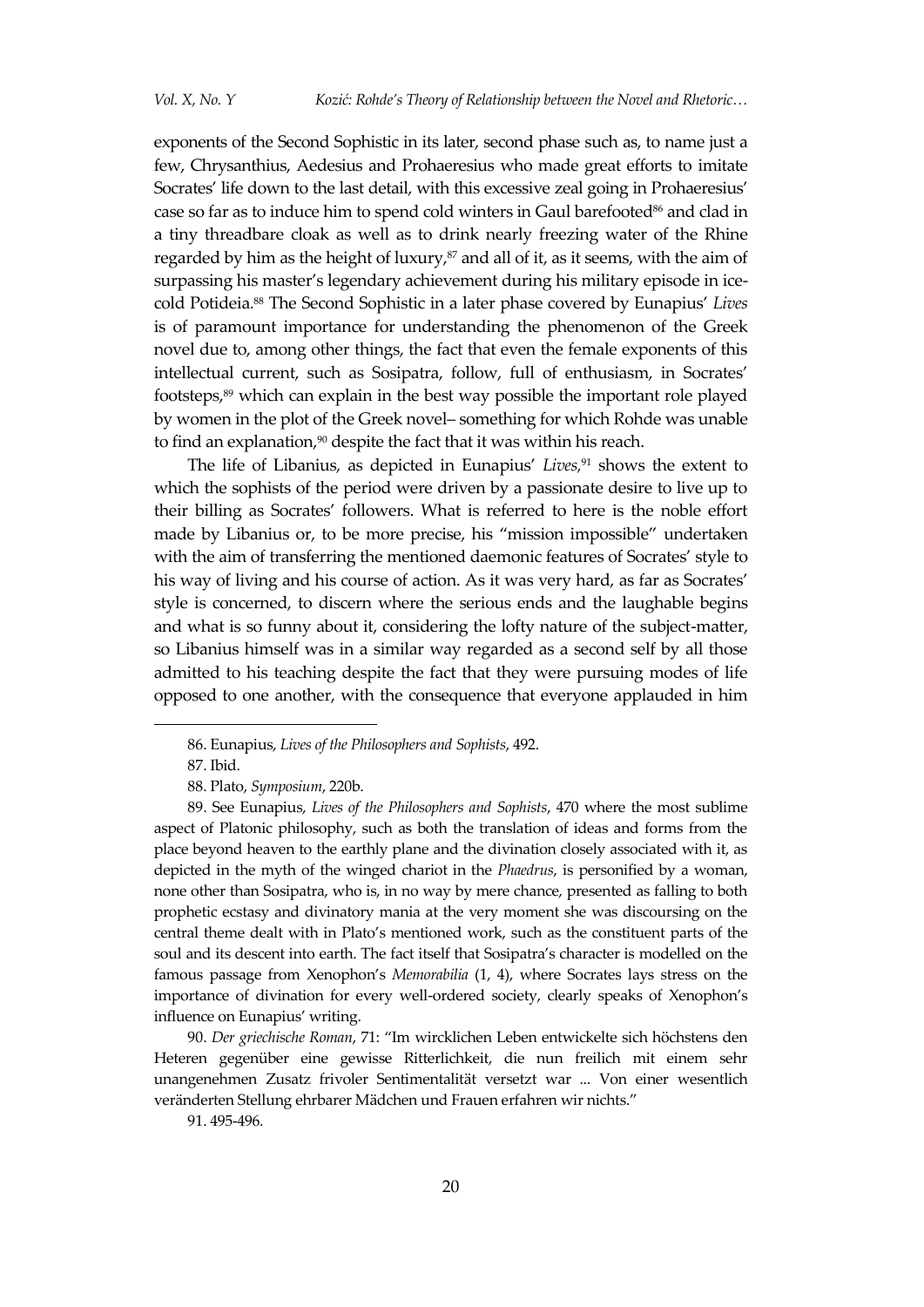exponents of the Second Sophistic in its later, second phase such as, to name just a few, Chrysanthius, Aedesius and Prohaeresius who made great efforts to imitate Socrates' life down to the last detail, with this excessive zeal going in Prohaeresius' case so far as to induce him to spend cold winters in Gaul barefooted[86] and clad in a tiny threadbare cloak as well as to drink nearly freezing water of the Rhine regarded by him as the height of luxury,[87] and all of it, as it seems, with the aim of surpassing his master's legendary achievement during his military episode in ice-cold Potideia.[88] The Second Sophistic in a later phase covered by Eunapius' *Lives* is of paramount importance for understanding the phenomenon of the Greek novel due to, among other things, the fact that even the female exponents of this intellectual current, such as Sosipatra, follow, full of enthusiasm, in Socrates' footsteps,[89] which can explain in the best way possible the important role played by women in the plot of the Greek novel– something for which Rohde was unable to find an explanation,[90] despite the fact that it was within his reach.

The life of Libanius, as depicted in Eunapius' *Lives*,[91] shows the extent to which the sophists of the period were driven by a passionate desire to live up to their billing as Socrates' followers. What is referred to here is the noble effort made by Libanius or, to be more precise, his "mission impossible" undertaken with the aim of transferring the mentioned daemonic features of Socrates' style to his way of living and his course of action. As it was very hard, as far as Socrates' style is concerned, to discern where the serious ends and the laughable begins and what is so funny about it, considering the lofty nature of the subject-matter, so Libanius himself was in a similar way regarded as a second self by all those admitted to his teaching despite the fact that they were pursuing modes of life opposed to one another, with the consequence that everyone applauded in him

86. Eunapius, *Lives of the Philosophers and Sophists*, 492.

87. Ibid.

88. Plato, *Symposium*, 220b.

89. See Eunapius, *Lives of the Philosophers and Sophists*, 470 where the most sublime aspect of Platonic philosophy, such as both the translation of ideas and forms from the place beyond heaven to the earthly plane and the divination closely associated with it, as depicted in the myth of the winged chariot in the *Phaedrus*, is personified by a woman, none other than Sosipatra, who is, in no way by mere chance, presented as falling to both prophetic ecstasy and divinatory mania at the very moment she was discoursing on the central theme dealt with in Plato's mentioned work, such as the constituent parts of the soul and its descent into earth. The fact itself that Sosipatra's character is modelled on the famous passage from Xenophon's *Memorabilia* (1, 4), where Socrates lays stress on the importance of divination for every well-ordered society, clearly speaks of Xenophon's influence on Eunapius' writing.

90. *Der griechische Roman*, 71: "Im wircklichen Leben entwickelte sich höchstens den Heteren gegenüber eine gewisse Ritterlichkeit, die nun freilich mit einem sehr unangenehmen Zusatz frivoler Sentimentalität versetzt war ... Von einer wesentlich veränderten Stellung ehrbarer Mädchen und Frauen erfahren wir nichts."

91. 495-496.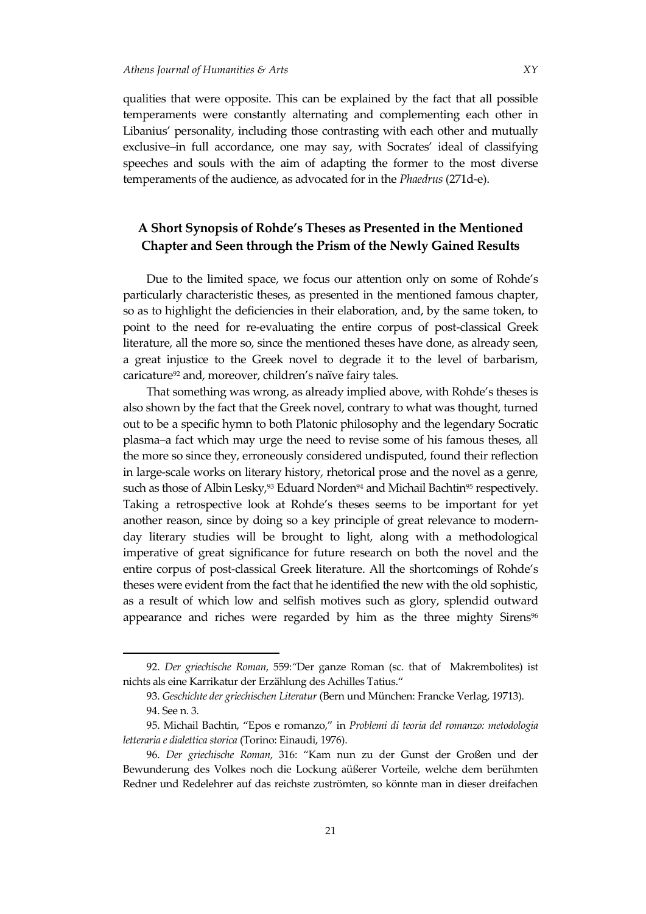qualities that were opposite. This can be explained by the fact that all possible temperaments were constantly alternating and complementing each other in Libanius' personality, including those contrasting with each other and mutually exclusive–in full accordance, one may say, with Socrates' ideal of classifying speeches and souls with the aim of adapting the former to the most diverse temperaments of the audience, as advocated for in the *Phaedrus* (271d-e).

## A Short Synopsis of Rohde's Theses as Presented in the Mentioned Chapter and Seen through the Prism of the Newly Gained Results

Due to the limited space, we focus our attention only on some of Rohde's particularly characteristic theses, as presented in the mentioned famous chapter, so as to highlight the deficiencies in their elaboration, and, by the same token, to point to the need for re-evaluating the entire corpus of post-classical Greek literature, all the more so, since the mentioned theses have done, as already seen, a great injustice to the Greek novel to degrade it to the level of barbarism, caricature[92] and, moreover, children's naïve fairy tales.

That something was wrong, as already implied above, with Rohde's theses is also shown by the fact that the Greek novel, contrary to what was thought, turned out to be a specific hymn to both Platonic philosophy and the legendary Socratic plasma–a fact which may urge the need to revise some of his famous theses, all the more so since they, erroneously considered undisputed, found their reflection in large-scale works on literary history, rhetorical prose and the novel as a genre, such as those of Albin Lesky,[93] Eduard Norden[94] and Michail Bachtin[95] respectively. Taking a retrospective look at Rohde's theses seems to be important for yet another reason, since by doing so a key principle of great relevance to modern-day literary studies will be brought to light, along with a methodological imperative of great significance for future research on both the novel and the entire corpus of post-classical Greek literature. All the shortcomings of Rohde's theses were evident from the fact that he identified the new with the old sophistic, as a result of which low and selfish motives such as glory, splendid outward appearance and riches were regarded by him as the three mighty Sirens[96]

---

92. *Der griechische Roman*, 559:"Der ganze Roman (sc. that of Makrembolites) ist nichts als eine Karrikatur der Erzählung des Achilles Tatius."

93. *Geschichte der griechischen Literatur* (Bern und München: Francke Verlag, 19713).

94. See n. 3.

95. Michail Bachtin, "Epos e romanzo," in *Problemi di teoria del romanzo: metodologia letteraria e dialettica storica* (Torino: Einaudi, 1976).

96. *Der griechische Roman*, 316: "Kam nun zu der Gunst der Großen und der Bewunderung des Volkes noch die Lockung äußerer Vorteile, welche dem berühmten Redner und Redelehrer auf das reichste zuströmten, so könnte man in dieser dreifachen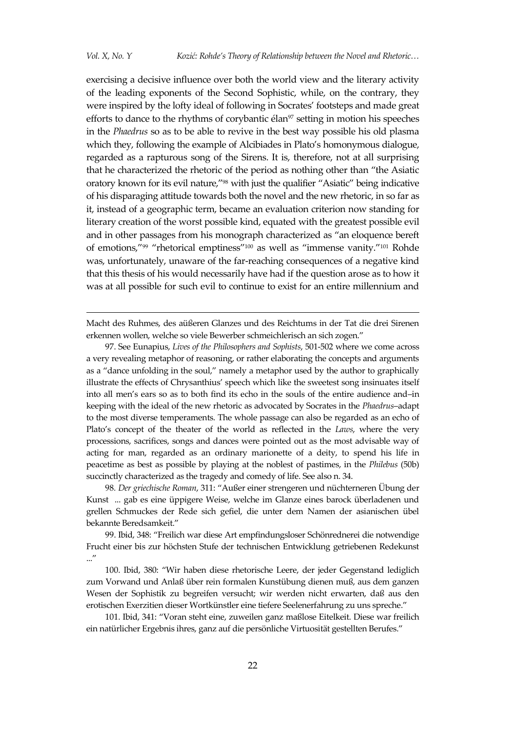exercising a decisive influence over both the world view and the literary activity of the leading exponents of the Second Sophistic, while, on the contrary, they were inspired by the lofty ideal of following in Socrates' footsteps and made great efforts to dance to the rhythms of corybantic élan[97] setting in motion his speeches in the *Phaedrus* so as to be able to revive in the best way possible his old plasma which they, following the example of Alcibiades in Plato's homonymous dialogue, regarded as a rapturous song of the Sirens. It is, therefore, not at all surprising that he characterized the rhetoric of the period as nothing other than "the Asiatic oratory known for its evil nature,"[98] with just the qualifier "Asiatic" being indicative of his disparaging attitude towards both the novel and the new rhetoric, in so far as it, instead of a geographic term, became an evaluation criterion now standing for literary creation of the worst possible kind, equated with the greatest possible evil and in other passages from his monograph characterized as "an eloquence bereft of emotions,"[99] "rhetorical emptiness"[100] as well as "immense vanity."[101] Rohde was, unfortunately, unaware of the far-reaching consequences of a negative kind that this thesis of his would necessarily have had if the question arose as to how it was at all possible for such evil to continue to exist for an entire millennium and

---

Macht des Ruhmes, des äußeren Glanzes und des Reichtums in der Tat die drei Sirenen erkennen wollen, welche so viele Bewerber schmeichlerisch an sich zogen."

97. See Eunapius, *Lives of the Philosophers and Sophists*, 501-502 where we come across a very revealing metaphor of reasoning, or rather elaborating the concepts and arguments as a "dance unfolding in the soul," namely a metaphor used by the author to graphically illustrate the effects of Chrysanthius' speech which like the sweetest song insinuates itself into all men's ears so as to both find its echo in the souls of the entire audience and–in keeping with the ideal of the new rhetoric as advocated by Socrates in the *Phaedrus*–adapt to the most diverse temperaments. The whole passage can also be regarded as an echo of Plato's concept of the theater of the world as reflected in the *Laws*, where the very processions, sacrifices, songs and dances were pointed out as the most advisable way of acting for man, regarded as an ordinary marionette of a deity, to spend his life in peacetime as best as possible by playing at the noblest of pastimes, in the *Philebus* (50b) succinctly characterized as the tragedy and comedy of life. See also n. 34.

98. *Der griechische Roman*, 311: "Außer einer strengeren und nüchterneren Übung der Kunst ... gab es eine üppigere Weise, welche im Glanze eines barock überladenen und grellen Schmuckes der Rede sich gefiel, die unter dem Namen der asianischen übel bekannte Beredsamkeit."

99. Ibid, 348: "Freilich war diese Art empfindungsloser Schönrednerei die notwendige Frucht einer bis zur höchsten Stufe der technischen Entwicklung getriebenen Redekunst ..."

100. Ibid, 380: "Wir haben diese rhetorische Leere, der jeder Gegenstand lediglich zum Vorwand und Anlaß über rein formalen Kunstübung dienen muß, aus dem ganzen Wesen der Sophistik zu begreifen versucht; wir werden nicht erwarten, daß aus den erotischen Exerzitien dieser Wortkünstler eine tiefere Seelenerfahrung zu uns spreche."

101. Ibid, 341: "Voran steht eine, zuweilen ganz maßlose Eitelkeit. Diese war freilich ein natürlicher Ergebnis ihres, ganz auf die persönliche Virtuosität gestellten Berufes."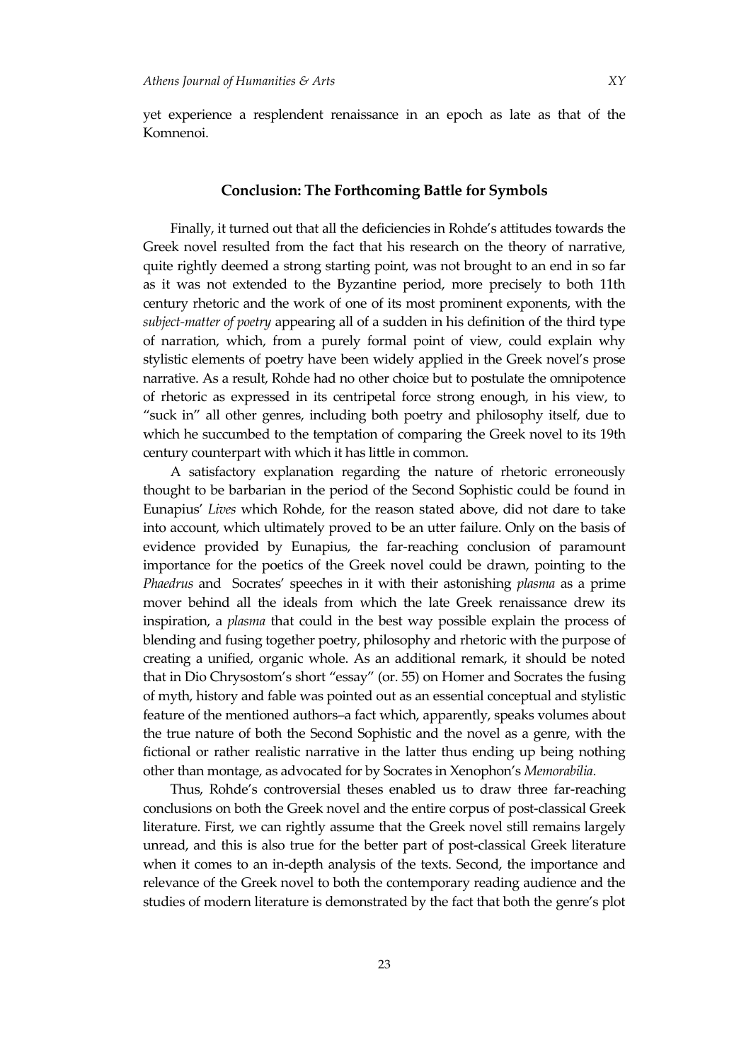yet experience a resplendent renaissance in an epoch as late as that of the Komnenoi.

## Conclusion: The Forthcoming Battle for Symbols

Finally, it turned out that all the deficiencies in Rohde's attitudes towards the Greek novel resulted from the fact that his research on the theory of narrative, quite rightly deemed a strong starting point, was not brought to an end in so far as it was not extended to the Byzantine period, more precisely to both 11th century rhetoric and the work of one of its most prominent exponents, with the *subject-matter of poetry* appearing all of a sudden in his definition of the third type of narration, which, from a purely formal point of view, could explain why stylistic elements of poetry have been widely applied in the Greek novel's prose narrative. As a result, Rohde had no other choice but to postulate the omnipotence of rhetoric as expressed in its centripetal force strong enough, in his view, to "suck in" all other genres, including both poetry and philosophy itself, due to which he succumbed to the temptation of comparing the Greek novel to its 19th century counterpart with which it has little in common.

A satisfactory explanation regarding the nature of rhetoric erroneously thought to be barbarian in the period of the Second Sophistic could be found in Eunapius' *Lives* which Rohde, for the reason stated above, did not dare to take into account, which ultimately proved to be an utter failure. Only on the basis of evidence provided by Eunapius, the far-reaching conclusion of paramount importance for the poetics of the Greek novel could be drawn, pointing to the *Phaedrus* and Socrates' speeches in it with their astonishing *plasma* as a prime mover behind all the ideals from which the late Greek renaissance drew its inspiration, a *plasma* that could in the best way possible explain the process of blending and fusing together poetry, philosophy and rhetoric with the purpose of creating a unified, organic whole. As an additional remark, it should be noted that in Dio Chrysostom's short "essay" (or. 55) on Homer and Socrates the fusing of myth, history and fable was pointed out as an essential conceptual and stylistic feature of the mentioned authors–a fact which, apparently, speaks volumes about the true nature of both the Second Sophistic and the novel as a genre, with the fictional or rather realistic narrative in the latter thus ending up being nothing other than montage, as advocated for by Socrates in Xenophon's *Memorabilia*.

Thus, Rohde's controversial theses enabled us to draw three far-reaching conclusions on both the Greek novel and the entire corpus of post-classical Greek literature. First, we can rightly assume that the Greek novel still remains largely unread, and this is also true for the better part of post-classical Greek literature when it comes to an in-depth analysis of the texts. Second, the importance and relevance of the Greek novel to both the contemporary reading audience and the studies of modern literature is demonstrated by the fact that both the genre's plot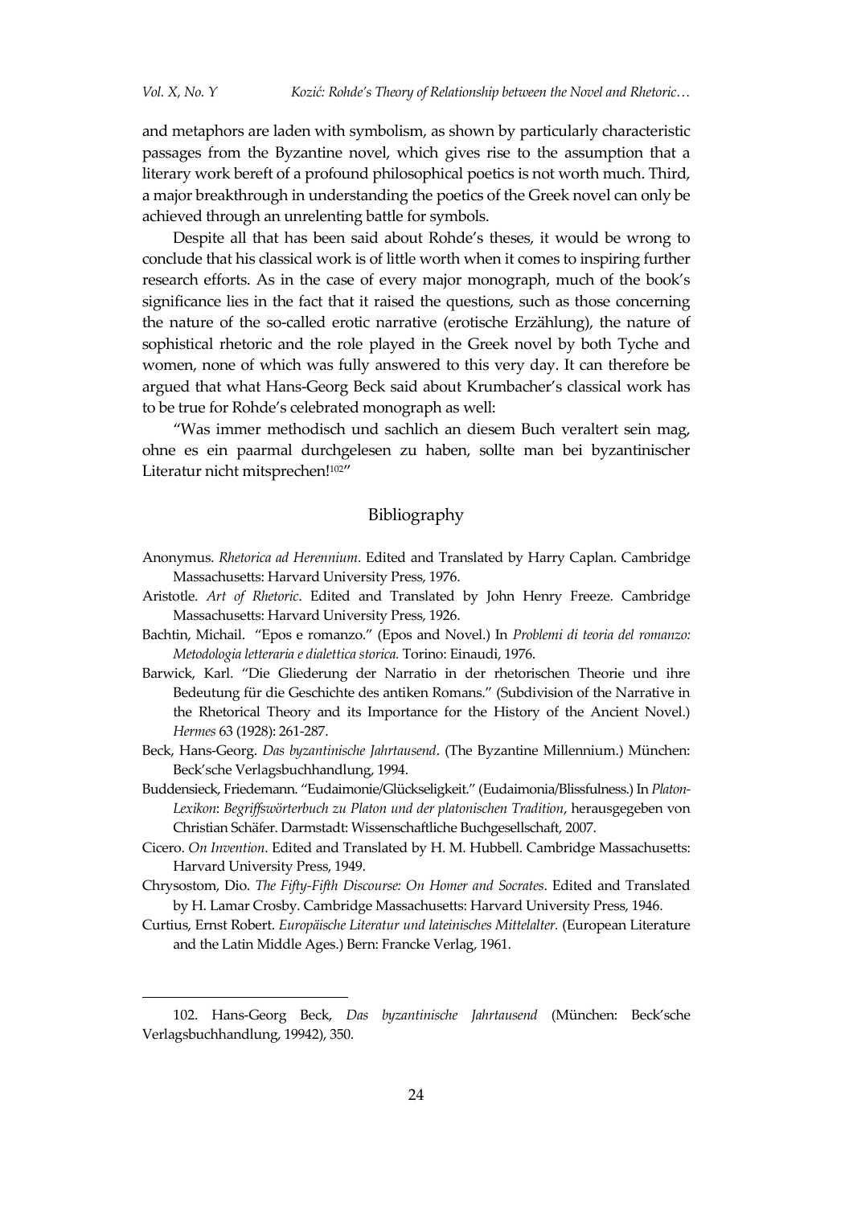and metaphors are laden with symbolism, as shown by particularly characteristic passages from the Byzantine novel, which gives rise to the assumption that a literary work bereft of a profound philosophical poetics is not worth much. Third, a major breakthrough in understanding the poetics of the Greek novel can only be achieved through an unrelenting battle for symbols.

Despite all that has been said about Rohde's theses, it would be wrong to conclude that his classical work is of little worth when it comes to inspiring further research efforts. As in the case of every major monograph, much of the book's significance lies in the fact that it raised the questions, such as those concerning the nature of the so-called erotic narrative (erotische Erzählung), the nature of sophistical rhetoric and the role played in the Greek novel by both Tyche and women, none of which was fully answered to this very day. It can therefore be argued that what Hans-Georg Beck said about Krumbacher's classical work has to be true for Rohde's celebrated monograph as well:

"Was immer methodisch und sachlich an diesem Buch veraltert sein mag, ohne es ein paarmal durchgelesen zu haben, sollte man bei byzantinischer Literatur nicht mitsprechen![102]"

## Bibliography

Anonymus. *Rhetorica ad Herennium*. Edited and Translated by Harry Caplan. Cambridge Massachusetts: Harvard University Press, 1976.

Aristotle. *Art of Rhetoric*. Edited and Translated by John Henry Freeze. Cambridge Massachusetts: Harvard University Press, 1926.

Bachtin, Michail. "Epos e romanzo." (Epos and Novel.) In *Problemi di teoria del romanzo: Metodologia letteraria e dialettica storica.* Torino: Einaudi, 1976.

Barwick, Karl. "Die Gliederung der Narratio in der rhetorischen Theorie und ihre Bedeutung für die Geschichte des antiken Romans." (Subdivision of the Narrative in the Rhetorical Theory and its Importance for the History of the Ancient Novel.) *Hermes* 63 (1928): 261-287.

Beck, Hans-Georg. *Das byzantinische Jahrtausend*. (The Byzantine Millennium.) München: Beck'sche Verlagsbuchhandlung, 1994.

Buddensieck, Friedemann. "Eudaimonie/Glückseligkeit." (Eudaimonia/Blissfulness.) In *Platon-Lexikon*: *Begriffswörterbuch zu Platon und der platonischen Tradition*, herausgegeben von Christian Schäfer. Darmstadt: Wissenschaftliche Buchgesellschaft, 2007.

Cicero. *On Invention*. Edited and Translated by H. M. Hubbell. Cambridge Massachusetts: Harvard University Press, 1949.

Chrysostom, Dio. *The Fifty-Fifth Discourse: On Homer and Socrates*. Edited and Translated by H. Lamar Crosby. Cambridge Massachusetts: Harvard University Press, 1946.

Curtius, Ernst Robert. *Europäische Literatur und lateinisches Mittelalter.* (European Literature and the Latin Middle Ages.) Bern: Francke Verlag, 1961.

---

102. Hans-Georg Beck, *Das byzantinische Jahrtausend* (München: Beck'sche Verlagsbuchhandlung, 19942), 350.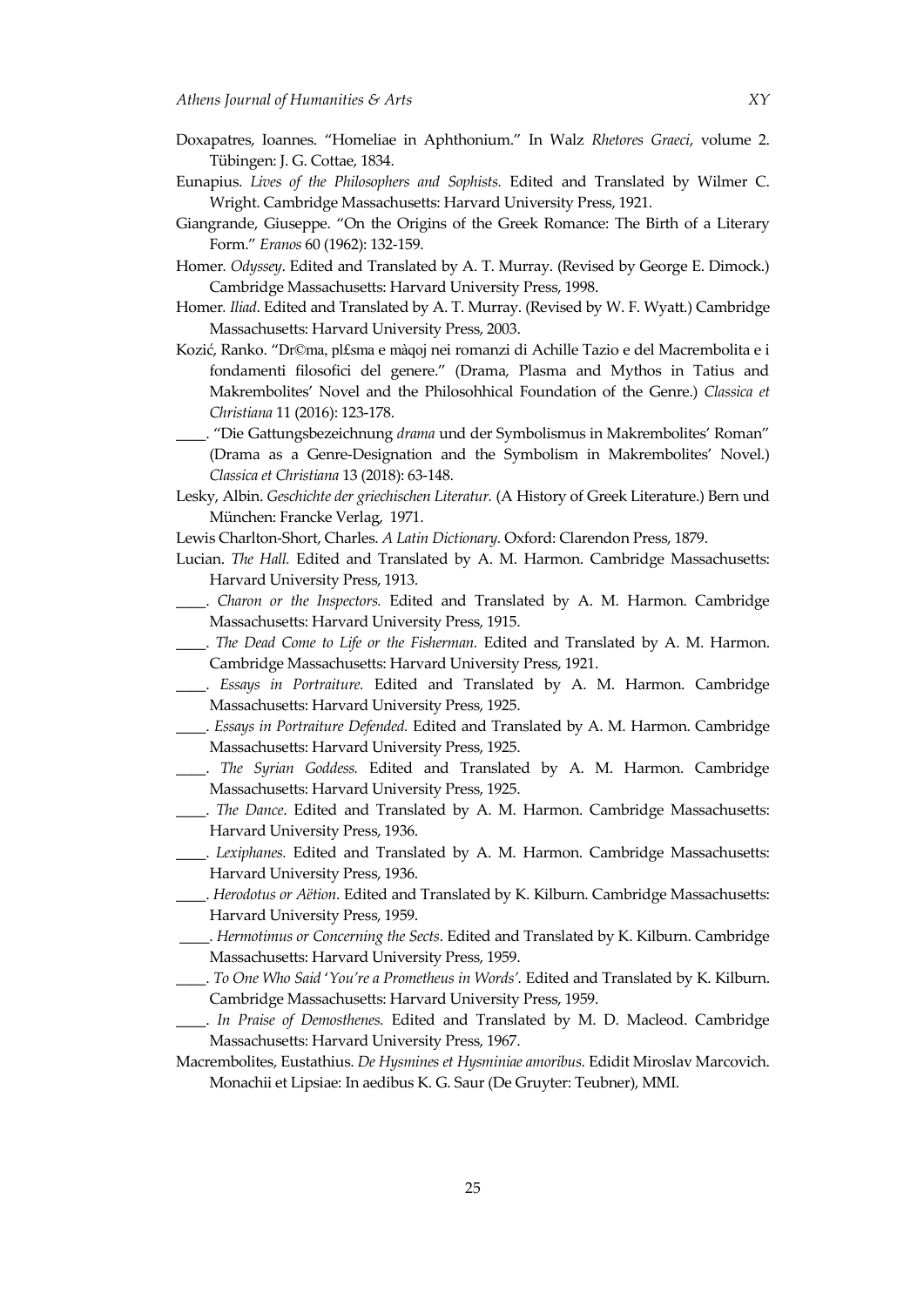Doxapatres, Ioannes. "Homeliae in Aphthonium." In Walz *Rhetores Graeci*, volume 2. Tübingen: J. G. Cottae, 1834.

Eunapius. *Lives of the Philosophers and Sophists.* Edited and Translated by Wilmer C. Wright. Cambridge Massachusetts: Harvard University Press, 1921.

Giangrande, Giuseppe. "On the Origins of the Greek Romance: The Birth of a Literary Form." *Eranos* 60 (1962): 132-159.

Homer. *Odyssey*. Edited and Translated by A. T. Murray. (Revised by George E. Dimock.) Cambridge Massachusetts: Harvard University Press, 1998.

Homer. *Iliad*. Edited and Translated by A. T. Murray. (Revised by W. F. Wyatt.) Cambridge Massachusetts: Harvard University Press, 2003.

Kozić, Ranko. "Dr©ma, pl£sma e màqoj nei romanzi di Achille Tazio e del Macrembolita e i fondamenti filosofici del genere." (Drama, Plasma and Mythos in Tatius and Makrembolites' Novel and the Philosohhical Foundation of the Genre.) *Classica et Christiana* 11 (2016): 123-178.

\_\_\_\_. "Die Gattungsbezeichnung *drama* und der Symbolismus in Makrembolites' Roman" (Drama as a Genre-Designation and the Symbolism in Makrembolites' Novel.) *Classica et Christiana* 13 (2018): 63-148.

Lesky, Albin. *Geschichte der griechischen Literatur.* (A History of Greek Literature.) Bern und München: Francke Verlag, 1971.

Lewis Charlton-Short, Charles. *A Latin Dictionary*. Oxford: Clarendon Press, 1879.

Lucian. *The Hall.* Edited and Translated by A. M. Harmon. Cambridge Massachusetts: Harvard University Press, 1913.

\_\_\_\_. *Charon or the Inspectors.* Edited and Translated by A. M. Harmon. Cambridge Massachusetts: Harvard University Press, 1915.

\_\_\_\_. *The Dead Come to Life or the Fisherman.* Edited and Translated by A. M. Harmon. Cambridge Massachusetts: Harvard University Press, 1921.

\_\_\_\_. *Essays in Portraiture.* Edited and Translated by A. M. Harmon. Cambridge Massachusetts: Harvard University Press, 1925.

\_\_\_\_. *Essays in Portraiture Defended.* Edited and Translated by A. M. Harmon. Cambridge Massachusetts: Harvard University Press, 1925.

\_\_\_\_. *The Syrian Goddess.* Edited and Translated by A. M. Harmon. Cambridge Massachusetts: Harvard University Press, 1925.

\_\_\_\_. *The Dance*. Edited and Translated by A. M. Harmon. Cambridge Massachusetts: Harvard University Press, 1936.

\_\_\_\_. *Lexiphanes.* Edited and Translated by A. M. Harmon. Cambridge Massachusetts: Harvard University Press, 1936.

\_\_\_\_. *Herodotus or Aëtion*. Edited and Translated by K. Kilburn. Cambridge Massachusetts: Harvard University Press, 1959.

\_\_\_\_. *Hermotimus or Concerning the Sects*. Edited and Translated by K. Kilburn. Cambridge Massachusetts: Harvard University Press, 1959.

\_\_\_\_. *To One Who Said 'You're a Prometheus in Words'.* Edited and Translated by K. Kilburn. Cambridge Massachusetts: Harvard University Press, 1959.

\_\_\_\_. *In Praise of Demosthenes.* Edited and Translated by M. D. Macleod. Cambridge Massachusetts: Harvard University Press, 1967.

Macrembolites, Eustathius. *De Hysmines et Hysminiae amoribus*. Edidit Miroslav Marcovich. Monachii et Lipsiae: In aedibus K. G. Saur (De Gruyter: Teubner), MMI.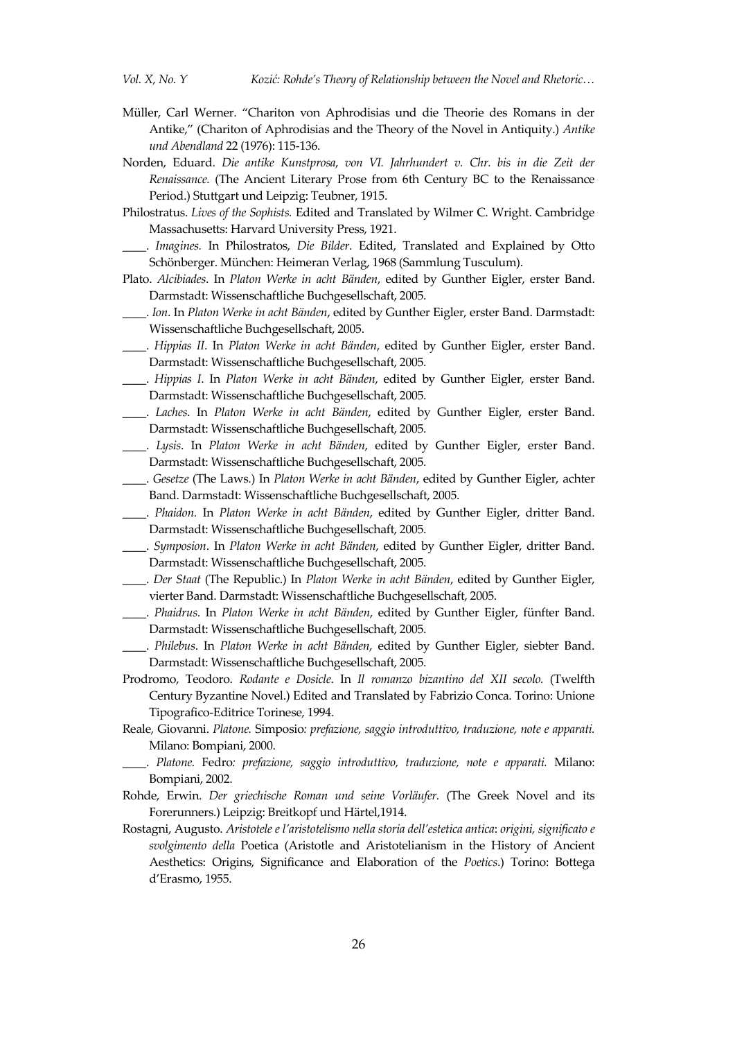Müller, Carl Werner. "Chariton von Aphrodisias und die Theorie des Romans in der Antike," (Chariton of Aphrodisias and the Theory of the Novel in Antiquity.) *Antike und Abendland* 22 (1976): 115-136.

Norden, Eduard. *Die antike Kunstprosa, von VI. Jahrhundert v. Chr. bis in die Zeit der Renaissance.* (The Ancient Literary Prose from 6th Century BC to the Renaissance Period.) Stuttgart und Leipzig: Teubner, 1915.

Philostratus. *Lives of the Sophists.* Edited and Translated by Wilmer C. Wright. Cambridge Massachusetts: Harvard University Press, 1921.

____. *Imagines.* In Philostratos, *Die Bilder*. Edited, Translated and Explained by Otto Schönberger. München: Heimeran Verlag, 1968 (Sammlung Tusculum).

Plato. *Alcibiades*. In *Platon Werke in acht Bänden*, edited by Gunther Eigler, erster Band. Darmstadt: Wissenschaftliche Buchgesellschaft, 2005.

____. *Ion*. In *Platon Werke in acht Bänden*, edited by Gunther Eigler, erster Band. Darmstadt: Wissenschaftliche Buchgesellschaft, 2005.

____. *Hippias II*. In *Platon Werke in acht Bänden*, edited by Gunther Eigler, erster Band. Darmstadt: Wissenschaftliche Buchgesellschaft, 2005.

____. *Hippias I*. In *Platon Werke in acht Bänden*, edited by Gunther Eigler, erster Band. Darmstadt: Wissenschaftliche Buchgesellschaft, 2005.

____. *Laches*. In *Platon Werke in acht Bänden*, edited by Gunther Eigler, erster Band. Darmstadt: Wissenschaftliche Buchgesellschaft, 2005.

____. *Lysis*. In *Platon Werke in acht Bänden*, edited by Gunther Eigler, erster Band. Darmstadt: Wissenschaftliche Buchgesellschaft, 2005.

____. *Gesetze* (The Laws.) In *Platon Werke in acht Bänden*, edited by Gunther Eigler, achter Band. Darmstadt: Wissenschaftliche Buchgesellschaft, 2005.

____. *Phaidon.* In *Platon Werke in acht Bänden*, edited by Gunther Eigler, dritter Band. Darmstadt: Wissenschaftliche Buchgesellschaft, 2005.

____. *Symposion*. In *Platon Werke in acht Bänden*, edited by Gunther Eigler, dritter Band. Darmstadt: Wissenschaftliche Buchgesellschaft, 2005.

____. *Der Staat* (The Republic.) In *Platon Werke in acht Bänden*, edited by Gunther Eigler, vierter Band. Darmstadt: Wissenschaftliche Buchgesellschaft, 2005.

____. *Phaidrus*. In *Platon Werke in acht Bänden*, edited by Gunther Eigler, fünfter Band. Darmstadt: Wissenschaftliche Buchgesellschaft, 2005.

____. *Philebus*. In *Platon Werke in acht Bänden*, edited by Gunther Eigler, siebter Band. Darmstadt: Wissenschaftliche Buchgesellschaft, 2005.

Prodromo, Teodoro. *Rodante e Dosicle*. In *Il romanzo bizantino del XII secolo.* (Twelfth Century Byzantine Novel.) Edited and Translated by Fabrizio Conca. Torino: Unione Tipografico-Editrice Torinese, 1994.

Reale, Giovanni. *Platone.* Simposio*: prefazione, saggio introduttivo, traduzione, note e apparati.* Milano: Bompiani, 2000.

____. *Platone.* Fedro*: prefazione, saggio introduttivo, traduzione, note e apparati.* Milano: Bompiani, 2002.

Rohde, Erwin. *Der griechische Roman und seine Vorläufer.* (The Greek Novel and its Forerunners.) Leipzig: Breitkopf und Härtel,1914.

Rostagni, Augusto. *Aristotele e l'aristotelismo nella storia dell'estetica antica*: *origini, significato e svolgimento della* Poetica (Aristotle and Aristotelianism in the History of Ancient Aesthetics: Origins, Significance and Elaboration of the *Poetics*.) Torino: Bottega d'Erasmo, 1955.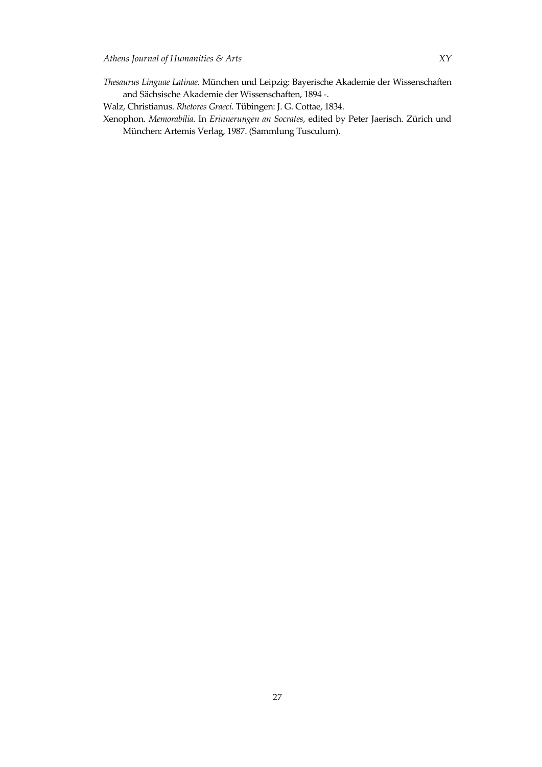*Thesaurus Linguae Latinae.* München und Leipzig: Bayerische Akademie der Wissenschaften and Sächsische Akademie der Wissenschaften, 1894 -.

Walz, Christianus. *Rhetores Graeci*. Tübingen: J. G. Cottae, 1834.

Xenophon. *Memorabilia*. In *Erinnerungen an Socrates*, edited by Peter Jaerisch. Zürich und München: Artemis Verlag, 1987. (Sammlung Tusculum).